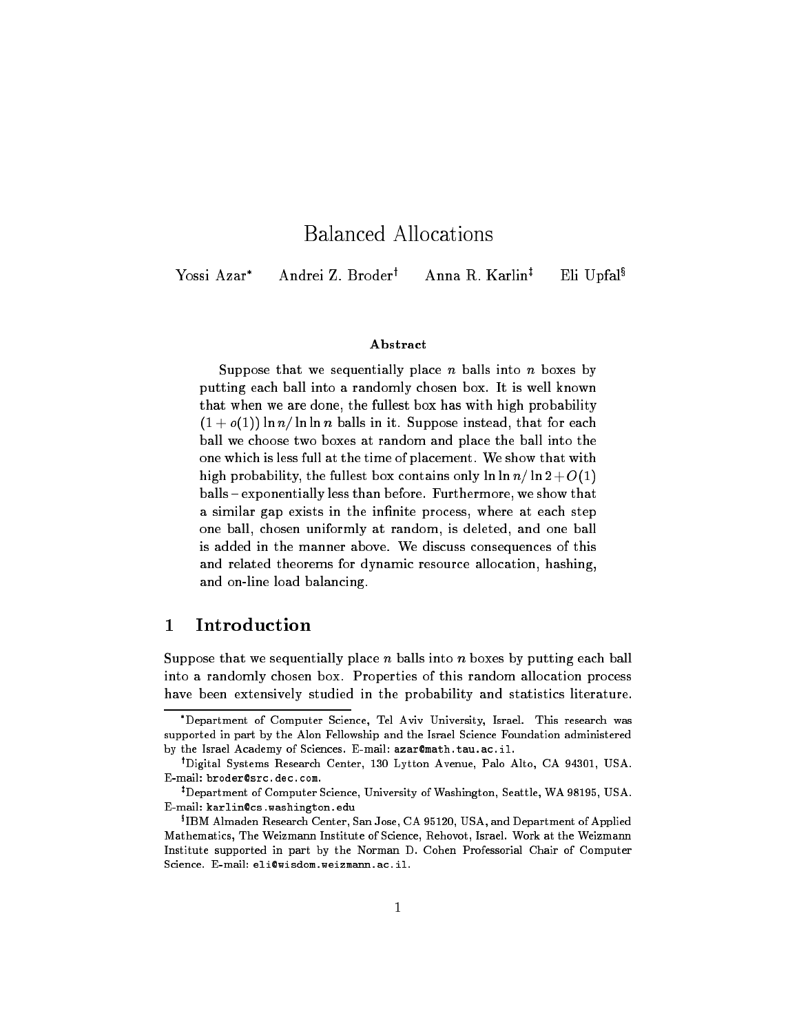# Balanced Allocations

Yossi Azar[*] Andrei Z. Broder[†] Anna R. Karlin[‡] Eli Upfal[§]

**Abstract**

Suppose that we sequentially place $n$ balls into $n$ boxes by putting each ball into a randomly chosen box. It is well known that when we are done, the fullest box has with high probability $(1 + o(1)) \ln n / \ln \ln n$ balls in it. Suppose instead, that for each ball we choose two boxes at random and place the ball into the one which is less full at the time of placement. We show that with high probability, the fullest box contains only $\ln \ln n / \ln 2 + O(1)$ balls – exponentially less than before. Furthermore, we show that a similar gap exists in the infinite process, where at each step one ball, chosen uniformly at random, is deleted, and one ball is added in the manner above. We discuss consequences of this and related theorems for dynamic resource allocation, hashing, and on-line load balancing.

## 1 Introduction

Suppose that we sequentially place $n$ balls into $n$ boxes by putting each ball into a randomly chosen box. Properties of this random allocation process have been extensively studied in the probability and statistics literature.

---

[*] Department of Computer Science, Tel Aviv University, Israel. This research was supported in part by the Alon Fellowship and the Israel Science Foundation administered by the Israel Academy of Sciences. E-mail: `azar@math.tau.ac.il`.

[†] Digital Systems Research Center, 130 Lytton Avenue, Palo Alto, CA 94301, USA. E-mail: `broder@src.dec.com`.

[‡] Department of Computer Science, University of Washington, Seattle, WA 98195, USA. E-mail: `karlin@cs.washington.edu`

[§] IBM Almaden Research Center, San Jose, CA 95120, USA, and Department of Applied Mathematics, The Weizmann Institute of Science, Rehovot, Israel. Work at the Weizmann Institute supported in part by the Norman D. Cohen Professorial Chair of Computer Science. E-mail: `eli@wisdom.weizmann.ac.il`.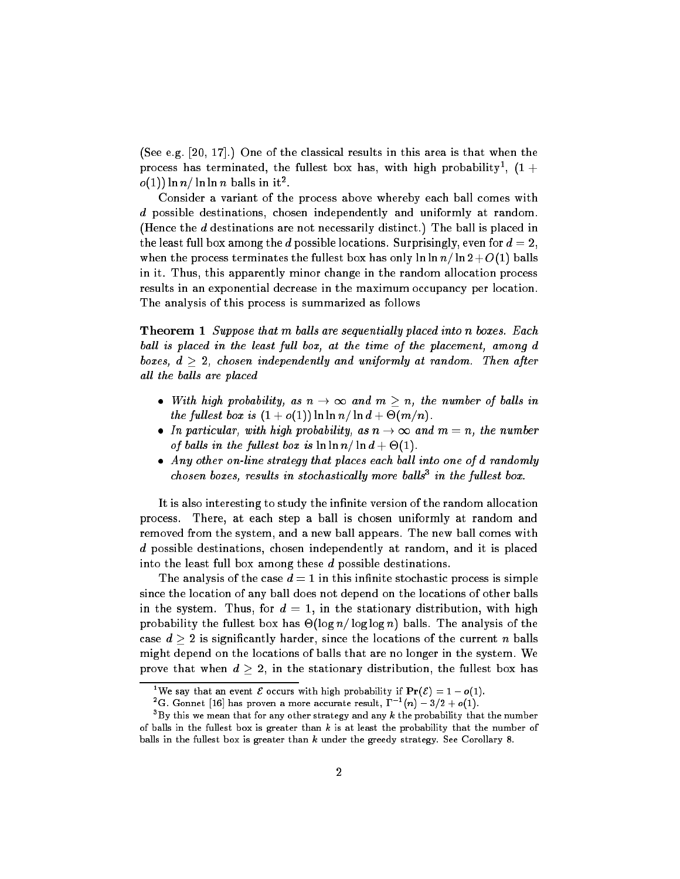(See e.g. [20, 17].) One of the classical results in this area is that when the process has terminated, the fullest box has, with high probability[1], $(1 + o(1)) \ln n / \ln \ln n$ balls in it[2].

Consider a variant of the process above whereby each ball comes with $d$ possible destinations, chosen independently and uniformly at random. (Hence the $d$ destinations are not necessarily distinct.) The ball is placed in the least full box among the $d$ possible locations. Surprisingly, even for $d = 2$, when the process terminates the fullest box has only $\ln \ln n / \ln 2 + O(1)$ balls in it. Thus, this apparently minor change in the random allocation process results in an exponential decrease in the maximum occupancy per location. The analysis of this process is summarized as follows

**Theorem 1** *Suppose that $m$ balls are sequentially placed into $n$ boxes. Each ball is placed in the least full box, at the time of the placement, among $d$ boxes, $d \geq 2$, chosen independently and uniformly at random. Then after all the balls are placed*

- *With high probability, as $n \to \infty$ and $m \geq n$, the number of balls in the fullest box is $(1 + o(1)) \ln \ln n / \ln d + \Theta(m/n)$.*
- *In particular, with high probability, as $n \to \infty$ and $m = n$, the number of balls in the fullest box is $\ln \ln n / \ln d + \Theta(1)$.*
- *Any other on-line strategy that places each ball into one of $d$ randomly chosen boxes, results in stochastically more balls[3] in the fullest box.*

It is also interesting to study the infinite version of the random allocation process. There, at each step a ball is chosen uniformly at random and removed from the system, and a new ball appears. The new ball comes with $d$ possible destinations, chosen independently at random, and it is placed into the least full box among these $d$ possible destinations.

The analysis of the case $d = 1$ in this infinite stochastic process is simple since the location of any ball does not depend on the locations of other balls in the system. Thus, for $d = 1$, in the stationary distribution, with high probability the fullest box has $\Theta(\log n / \log \log n)$ balls. The analysis of the case $d \geq 2$ is significantly harder, since the locations of the current $n$ balls might depend on the locations of balls that are no longer in the system. We prove that when $d \geq 2$, in the stationary distribution, the fullest box has

[1] We say that an event $\mathcal{E}$ occurs with high probability if $\mathbf{Pr}(\mathcal{E}) = 1 - o(1)$.

[2] G. Gonnet [16] has proven a more accurate result, $\Gamma^{-1}(n) - 3/2 + o(1)$.

[3] By this we mean that for any other strategy and any $k$ the probability that the number of balls in the fullest box is greater than $k$ is at least the probability that the number of balls in the fullest box is greater than $k$ under the greedy strategy. See Corollary 8.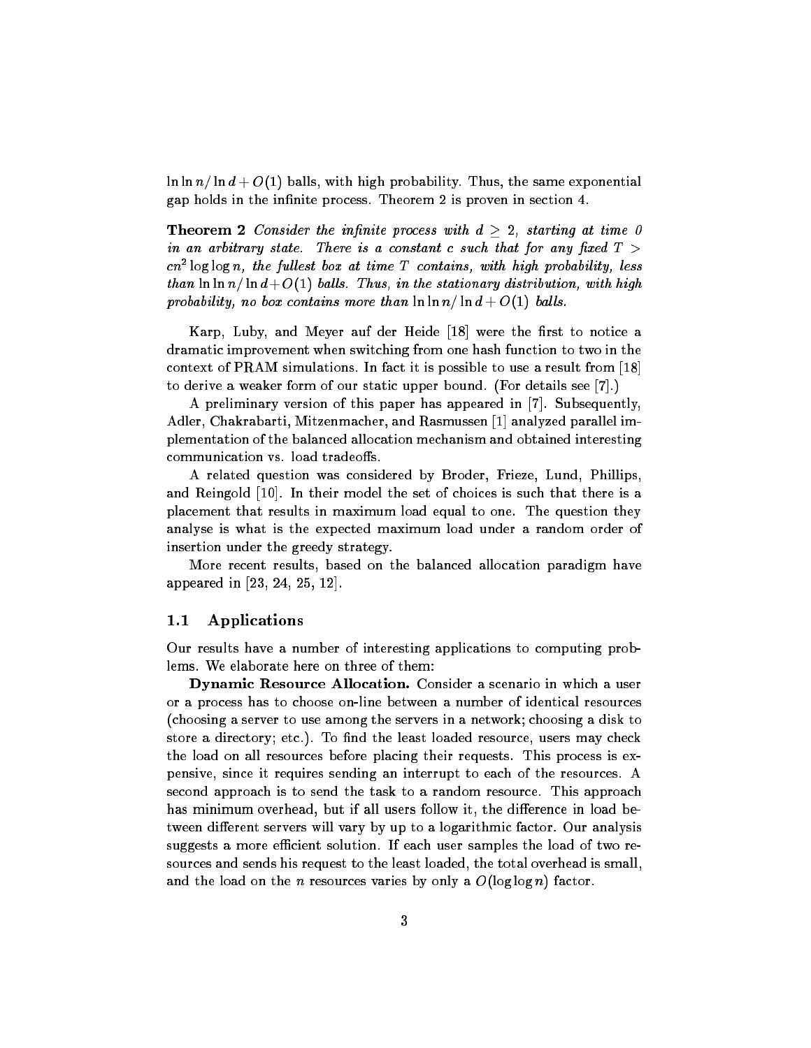$\ln \ln n / \ln d + O(1)$ balls, with high probability. Thus, the same exponential gap holds in the infinite process. Theorem 2 is proven in section 4.

**Theorem 2** *Consider the infinite process with $d \geq 2$, starting at time 0 in an arbitrary state. There is a constant $c$ such that for any fixed $T > cn^2 \log \log n$, the fullest box at time $T$ contains, with high probability, less than $\ln \ln n / \ln d + O(1)$ balls. Thus, in the stationary distribution, with high probability, no box contains more than $\ln \ln n / \ln d + O(1)$ balls.*

Karp, Luby, and Meyer auf der Heide [18] were the first to notice a dramatic improvement when switching from one hash function to two in the context of PRAM simulations. In fact it is possible to use a result from [18] to derive a weaker form of our static upper bound. (For details see [7].)

A preliminary version of this paper has appeared in [7]. Subsequently, Adler, Chakrabarti, Mitzenmacher, and Rasmussen [1] analyzed parallel implementation of the balanced allocation mechanism and obtained interesting communication vs. load tradeoffs.

A related question was considered by Broder, Frieze, Lund, Phillips, and Reingold [10]. In their model the set of choices is such that there is a placement that results in maximum load equal to one. The question they analyse is what is the expected maximum load under a random order of insertion under the greedy strategy.

More recent results, based on the balanced allocation paradigm have appeared in [23, 24, 25, 12].

## 1.1 Applications

Our results have a number of interesting applications to computing problems. We elaborate here on three of them:

**Dynamic Resource Allocation.** Consider a scenario in which a user or a process has to choose on-line between a number of identical resources (choosing a server to use among the servers in a network; choosing a disk to store a directory; etc.). To find the least loaded resource, users may check the load on all resources before placing their requests. This process is expensive, since it requires sending an interrupt to each of the resources. A second approach is to send the task to a random resource. This approach has minimum overhead, but if all users follow it, the difference in load between different servers will vary by up to a logarithmic factor. Our analysis suggests a more efficient solution. If each user samples the load of two resources and sends his request to the least loaded, the total overhead is small, and the load on the $n$ resources varies by only a $O(\log \log n)$ factor.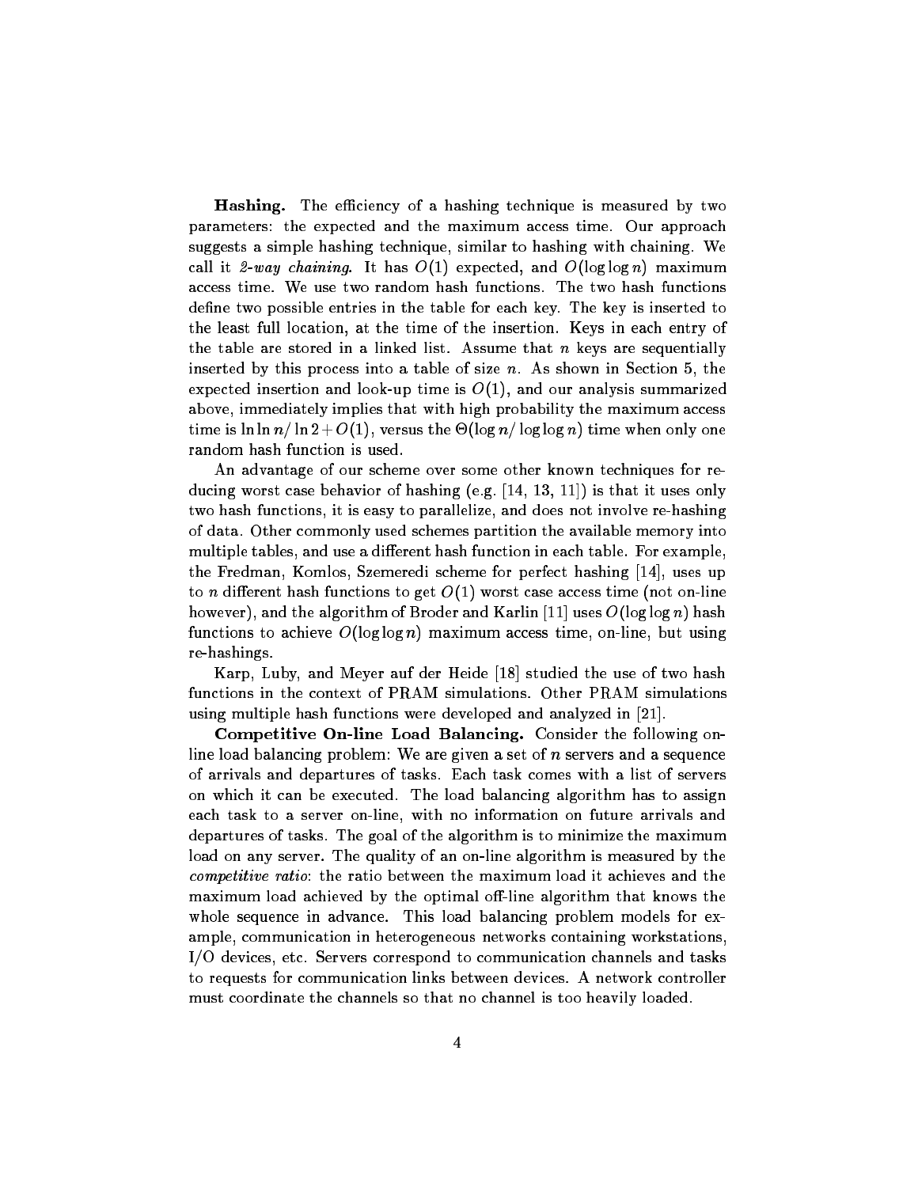**Hashing.** The efficiency of a hashing technique is measured by two parameters: the expected and the maximum access time. Our approach suggests a simple hashing technique, similar to hashing with chaining. We call it *2-way chaining*. It has $O(1)$ expected, and $O(\log \log n)$ maximum access time. We use two random hash functions. The two hash functions define two possible entries in the table for each key. The key is inserted to the least full location, at the time of the insertion. Keys in each entry of the table are stored in a linked list. Assume that $n$ keys are sequentially inserted by this process into a table of size $n$. As shown in Section 5, the expected insertion and look-up time is $O(1)$, and our analysis summarized above, immediately implies that with high probability the maximum access time is $\ln \ln n / \ln 2 + O(1)$, versus the $\Theta(\log n / \log \log n)$ time when only one random hash function is used.

An advantage of our scheme over some other known techniques for reducing worst case behavior of hashing (e.g. [14, 13, 11]) is that it uses only two hash functions, it is easy to parallelize, and does not involve re-hashing of data. Other commonly used schemes partition the available memory into multiple tables, and use a different hash function in each table. For example, the Fredman, Komlos, Szemeredi scheme for perfect hashing [14], uses up to $n$ different hash functions to get $O(1)$ worst case access time (not on-line however), and the algorithm of Broder and Karlin [11] uses $O(\log \log n)$ hash functions to achieve $O(\log \log n)$ maximum access time, on-line, but using re-hashings.

Karp, Luby, and Meyer auf der Heide [18] studied the use of two hash functions in the context of PRAM simulations. Other PRAM simulations using multiple hash functions were developed and analyzed in [21].

**Competitive On-line Load Balancing.** Consider the following on-line load balancing problem: We are given a set of $n$ servers and a sequence of arrivals and departures of tasks. Each task comes with a list of servers on which it can be executed. The load balancing algorithm has to assign each task to a server on-line, with no information on future arrivals and departures of tasks. The goal of the algorithm is to minimize the maximum load on any server. The quality of an on-line algorithm is measured by the *competitive ratio*: the ratio between the maximum load it achieves and the maximum load achieved by the optimal off-line algorithm that knows the whole sequence in advance. This load balancing problem models for example, communication in heterogeneous networks containing workstations, I/O devices, etc. Servers correspond to communication channels and tasks to requests for communication links between devices. A network controller must coordinate the channels so that no channel is too heavily loaded.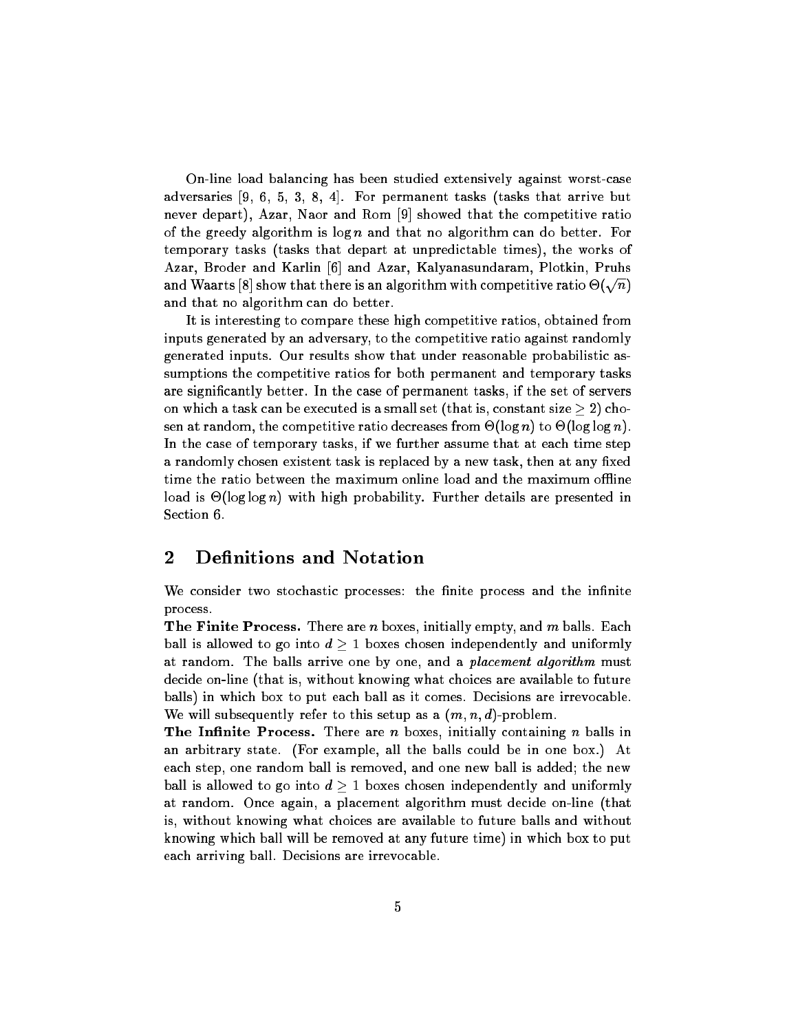On-line load balancing has been studied extensively against worst-case adversaries [9, 6, 5, 3, 8, 4]. For permanent tasks (tasks that arrive but never depart), Azar, Naor and Rom [9] showed that the competitive ratio of the greedy algorithm is $\log n$ and that no algorithm can do better. For temporary tasks (tasks that depart at unpredictable times), the works of Azar, Broder and Karlin [6] and Azar, Kalyanasundaram, Plotkin, Pruhs and Waarts [8] show that there is an algorithm with competitive ratio $\Theta(\sqrt{n})$ and that no algorithm can do better.

It is interesting to compare these high competitive ratios, obtained from inputs generated by an adversary, to the competitive ratio against randomly generated inputs. Our results show that under reasonable probabilistic assumptions the competitive ratios for both permanent and temporary tasks are significantly better. In the case of permanent tasks, if the set of servers on which a task can be executed is a small set (that is, constant size $\geq 2$) chosen at random, the competitive ratio decreases from $\Theta(\log n)$ to $\Theta(\log\log n)$. In the case of temporary tasks, if we further assume that at each time step a randomly chosen existent task is replaced by a new task, then at any fixed time the ratio between the maximum online load and the maximum offline load is $\Theta(\log\log n)$ with high probability. Further details are presented in Section 6.

## 2 Definitions and Notation

We consider two stochastic processes: the finite process and the infinite process.

**The Finite Process.** There are $n$ boxes, initially empty, and $m$ balls. Each ball is allowed to go into $d \geq 1$ boxes chosen independently and uniformly at random. The balls arrive one by one, and a *placement algorithm* must decide on-line (that is, without knowing what choices are available to future balls) in which box to put each ball as it comes. Decisions are irrevocable. We will subsequently refer to this setup as a $(m, n, d)$-problem.

**The Infinite Process.** There are $n$ boxes, initially containing $n$ balls in an arbitrary state. (For example, all the balls could be in one box.) At each step, one random ball is removed, and one new ball is added; the new ball is allowed to go into $d \geq 1$ boxes chosen independently and uniformly at random. Once again, a placement algorithm must decide on-line (that is, without knowing what choices are available to future balls and without knowing which ball will be removed at any future time) in which box to put each arriving ball. Decisions are irrevocable.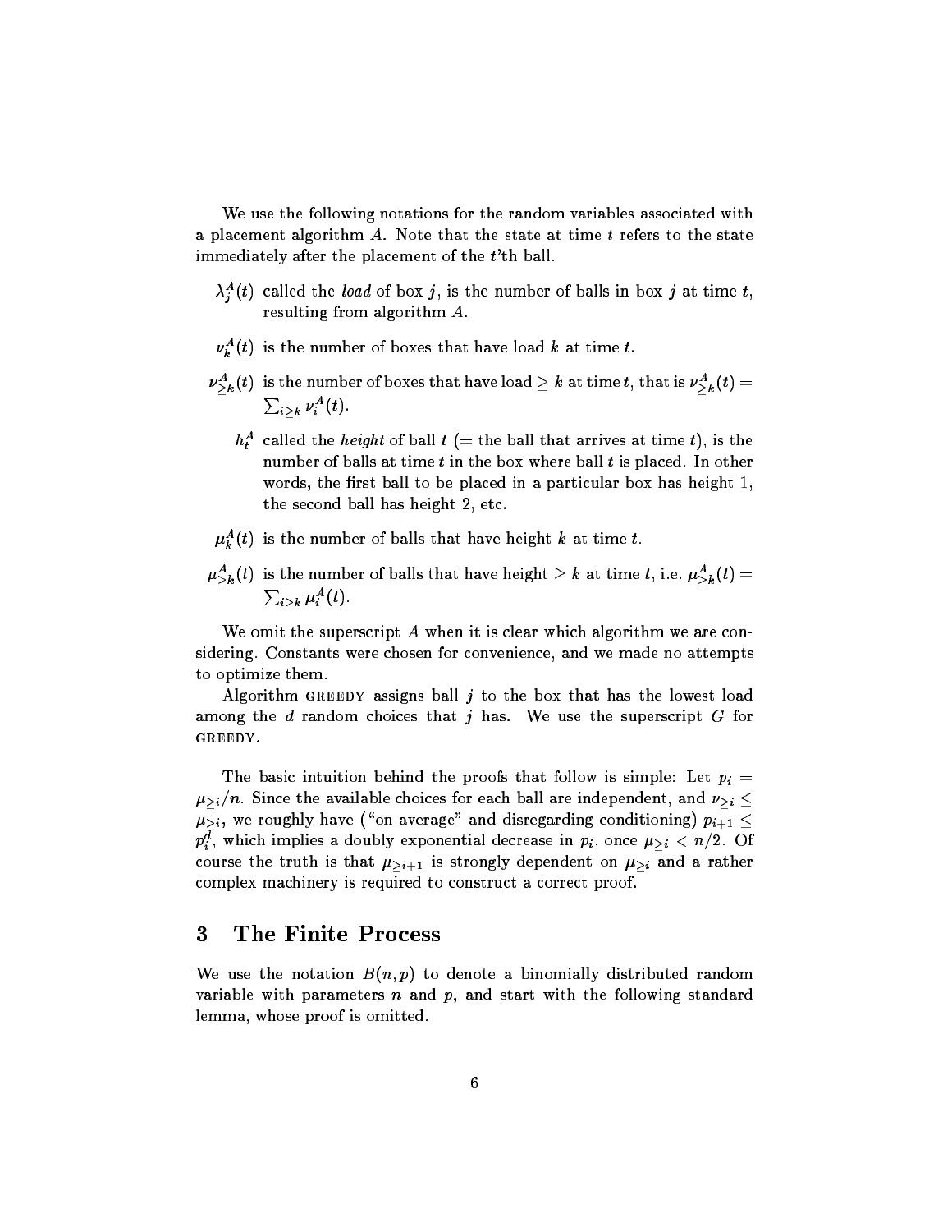We use the following notations for the random variables associated with a placement algorithm $A$. Note that the state at time $t$ refers to the state immediately after the placement of the $t$'th ball.

- $\lambda_j^A(t)$ called the *load* of box $j$, is the number of balls in box $j$ at time $t$, resulting from algorithm $A$.
- $\nu_k^A(t)$ is the number of boxes that have load $k$ at time $t$.
- $\nu_{\geq k}^A(t)$ is the number of boxes that have load $\geq k$ at time $t$, that is $\nu_{\geq k}^A(t) = \sum_{i \geq k} \nu_i^A(t)$.
- $h_t^A$ called the *height* of ball $t$ (= the ball that arrives at time $t$), is the number of balls at time $t$ in the box where ball $t$ is placed. In other words, the first ball to be placed in a particular box has height 1, the second ball has height 2, etc.
- $\mu_k^A(t)$ is the number of balls that have height $k$ at time $t$.
- $\mu_{\geq k}^A(t)$ is the number of balls that have height $\geq k$ at time $t$, i.e. $\mu_{\geq k}^A(t) = \sum_{i \geq k} \mu_i^A(t)$.

We omit the superscript $A$ when it is clear which algorithm we are considering. Constants were chosen for convenience, and we made no attempts to optimize them.

Algorithm GREEDY assigns ball $j$ to the box that has the lowest load among the $d$ random choices that $j$ has. We use the superscript $G$ for GREEDY.

The basic intuition behind the proofs that follow is simple: Let $p_i = \mu_{\geq i}/n$. Since the available choices for each ball are independent, and $\nu_{\geq i} \leq \mu_{\geq i}$, we roughly have ("on average" and disregarding conditioning) $p_{i+1} \leq p_i^d$, which implies a doubly exponential decrease in $p_i$, once $\mu_{\geq i} < n/2$. Of course the truth is that $\mu_{\geq i+1}$ is strongly dependent on $\mu_{\geq i}$ and a rather complex machinery is required to construct a correct proof.

# 3 The Finite Process

We use the notation $B(n,p)$ to denote a binomially distributed random variable with parameters $n$ and $p$, and start with the following standard lemma, whose proof is omitted.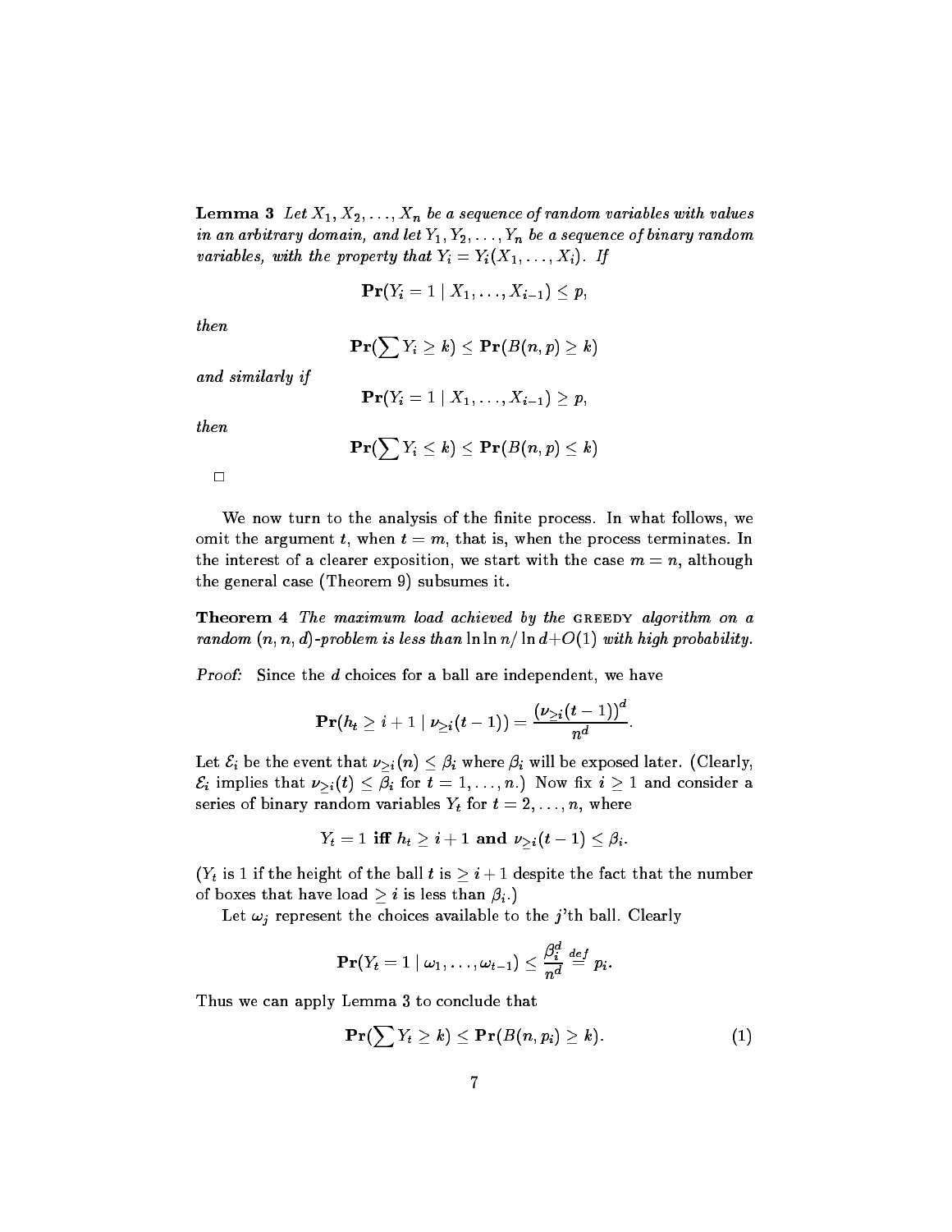**Lemma 3** *Let $X_1, X_2, \ldots, X_n$ be a sequence of random variables with values in an arbitrary domain, and let $Y_1, Y_2, \ldots, Y_n$ be a sequence of binary random variables, with the property that $Y_i = Y_i(X_1, \ldots, X_i)$. If*

$$\mathbf{Pr}(Y_i = 1 \mid X_1, \ldots, X_{i-1}) \leq p,$$

*then*

$$\mathbf{Pr}(\sum Y_i \geq k) \leq \mathbf{Pr}(B(n,p) \geq k)$$

*and similarly if*

$$\mathbf{Pr}(Y_i = 1 \mid X_1, \ldots, X_{i-1}) \geq p,$$

*then*

$$\mathbf{Pr}(\sum Y_i \leq k) \leq \mathbf{Pr}(B(n,p) \leq k)$$

□

We now turn to the analysis of the finite process. In what follows, we omit the argument $t$, when $t = m$, that is, when the process terminates. In the interest of a clearer exposition, we start with the case $m = n$, although the general case (Theorem 9) subsumes it.

**Theorem 4** *The maximum load achieved by the* GREEDY *algorithm on a random $(n, n, d)$-problem is less than $\ln \ln n / \ln d + O(1)$ with high probability.*

*Proof:* Since the $d$ choices for a ball are independent, we have

$$\mathbf{Pr}(h_t \geq i+1 \mid \nu_{\geq i}(t-1)) = \frac{(\nu_{\geq i}(t-1))^d}{n^d}.$$

Let $\mathcal{E}_i$ be the event that $\nu_{\geq i}(n) \leq \beta_i$ where $\beta_i$ will be exposed later. (Clearly, $\mathcal{E}_i$ implies that $\nu_{\geq i}(t) \leq \beta_i$ for $t = 1, \ldots, n$.) Now fix $i \geq 1$ and consider a series of binary random variables $Y_t$ for $t = 2, \ldots, n$, where

$$Y_t = 1 \textbf{ iff } h_t \geq i+1 \textbf{ and } \nu_{\geq i}(t-1) \leq \beta_i.$$

($Y_t$ is 1 if the height of the ball $t$ is $\geq i+1$ despite the fact that the number of boxes that have load $\geq i$ is less than $\beta_i$.)

Let $\omega_j$ represent the choices available to the $j$'th ball. Clearly

$$\mathbf{Pr}(Y_t = 1 \mid \omega_1, \ldots, \omega_{t-1}) \leq \frac{\beta_i^d}{n^d} \stackrel{def}{=} p_i.$$

Thus we can apply Lemma 3 to conclude that

$$\mathbf{Pr}(\sum Y_t \geq k) \leq \mathbf{Pr}(B(n, p_i) \geq k). \tag{1}$$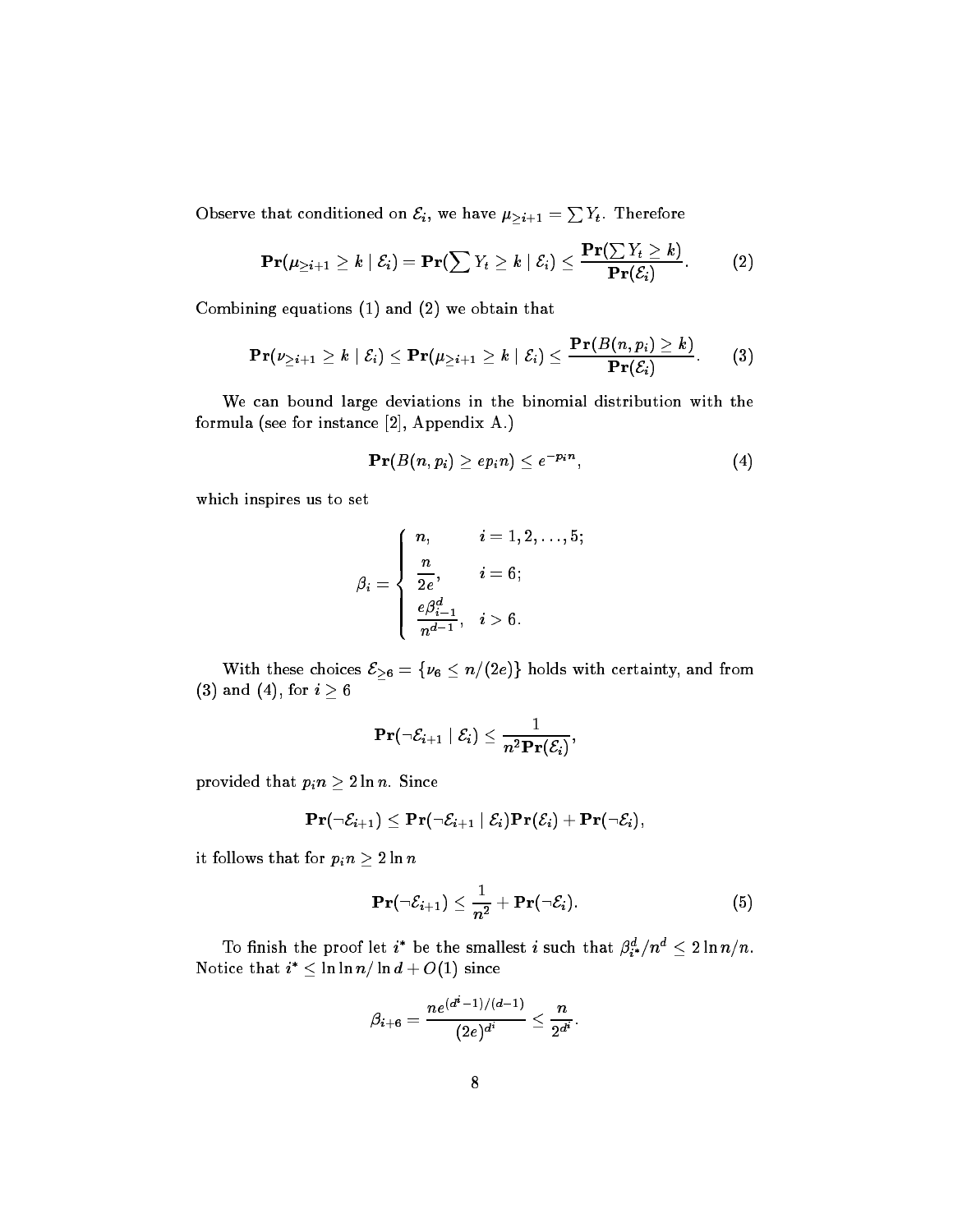Observe that conditioned on $\mathcal{E}_i$, we have $\mu_{\geq i+1} = \sum Y_t$. Therefore

$$\mathbf{Pr}(\mu_{\geq i+1} \geq k \mid \mathcal{E}_i) = \mathbf{Pr}(\sum Y_t \geq k \mid \mathcal{E}_i) \leq \frac{\mathbf{Pr}(\sum Y_t \geq k)}{\mathbf{Pr}(\mathcal{E}_i)}. \tag{2}$$

Combining equations (1) and (2) we obtain that

$$\mathbf{Pr}(\nu_{\geq i+1} \geq k \mid \mathcal{E}_i) \leq \mathbf{Pr}(\mu_{\geq i+1} \geq k \mid \mathcal{E}_i) \leq \frac{\mathbf{Pr}(B(n, p_i) \geq k)}{\mathbf{Pr}(\mathcal{E}_i)}. \tag{3}$$

We can bound large deviations in the binomial distribution with the formula (see for instance [2], Appendix A.)

$$\mathbf{Pr}(B(n, p_i) \geq ep_i n) \leq e^{-p_i n}, \tag{4}$$

which inspires us to set

$$\beta_i = \begin{cases} n, & i = 1, 2, \ldots, 5; \\ \dfrac{n}{2e}, & i = 6; \\ \dfrac{e\beta_{i-1}^d}{n^{d-1}}, & i > 6. \end{cases}$$

With these choices $\mathcal{E}_{\geq 6} = \{\nu_6 \leq n/(2e)\}$ holds with certainty, and from (3) and (4), for $i \geq 6$

$$\mathbf{Pr}(\neg\mathcal{E}_{i+1} \mid \mathcal{E}_i) \leq \frac{1}{n^2 \mathbf{Pr}(\mathcal{E}_i)},$$

provided that $p_i n \geq 2 \ln n$. Since

$$\mathbf{Pr}(\neg\mathcal{E}_{i+1}) \leq \mathbf{Pr}(\neg\mathcal{E}_{i+1} \mid \mathcal{E}_i)\mathbf{Pr}(\mathcal{E}_i) + \mathbf{Pr}(\neg\mathcal{E}_i),$$

it follows that for $p_i n \geq 2 \ln n$

$$\mathbf{Pr}(\neg\mathcal{E}_{i+1}) \leq \frac{1}{n^2} + \mathbf{Pr}(\neg\mathcal{E}_i). \tag{5}$$

To finish the proof let $i^*$ be the smallest $i$ such that $\beta_{i^*}^d/n^d \leq 2\ln n/n$. Notice that $i^* \leq \ln \ln n / \ln d + O(1)$ since

$$\beta_{i+6} = \frac{ne^{(d^i-1)/(d-1)}}{(2e)^{d^i}} \leq \frac{n}{2^{d^i}}.$$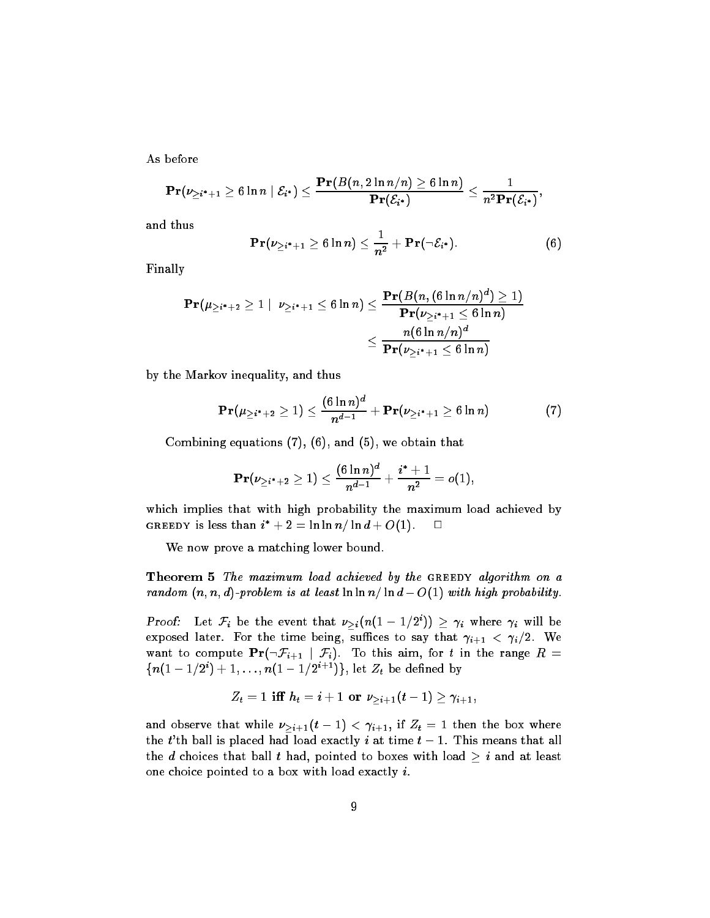As before

$$\mathbf{Pr}(\nu_{\geq i^*+1} \geq 6 \ln n \mid \mathcal{E}_{i^*}) \leq \frac{\mathbf{Pr}(B(n, 2 \ln n/n) \geq 6 \ln n)}{\mathbf{Pr}(\mathcal{E}_{i^*})} \leq \frac{1}{n^2 \mathbf{Pr}(\mathcal{E}_{i^*})},$$

and thus

$$\mathbf{Pr}(\nu_{\geq i^*+1} \geq 6 \ln n) \leq \frac{1}{n^2} + \mathbf{Pr}(\neg \mathcal{E}_{i^*}). \tag{6}$$

Finally

$$\begin{aligned}\mathbf{Pr}(\mu_{\geq i^*+2} \geq 1 \mid \nu_{\geq i^*+1} \leq 6 \ln n) &\leq \frac{\mathbf{Pr}(B(n, (6 \ln n/n)^d) \geq 1)}{\mathbf{Pr}(\nu_{\geq i^*+1} \leq 6 \ln n)} \\ &\leq \frac{n(6 \ln n/n)^d}{\mathbf{Pr}(\nu_{\geq i^*+1} \leq 6 \ln n)}\end{aligned}$$

by the Markov inequality, and thus

$$\mathbf{Pr}(\mu_{\geq i^*+2} \geq 1) \leq \frac{(6 \ln n)^d}{n^{d-1}} + \mathbf{Pr}(\nu_{\geq i^*+1} \geq 6 \ln n) \tag{7}$$

Combining equations (7), (6), and (5), we obtain that

$$\mathbf{Pr}(\nu_{\geq i^*+2} \geq 1) \leq \frac{(6 \ln n)^d}{n^{d-1}} + \frac{i^*+1}{n^2} = o(1),$$

which implies that with high probability the maximum load achieved by GREEDY is less than $i^* + 2 = \ln \ln n / \ln d + O(1)$. $\square$

We now prove a matching lower bound.

**Theorem 5** *The maximum load achieved by the* GREEDY *algorithm on a random $(n, n, d)$-problem is at least $\ln \ln n / \ln d - O(1)$ with high probability.*

*Proof:* Let $\mathcal{F}_i$ be the event that $\nu_{\geq i}(n(1 - 1/2^i)) \geq \gamma_i$ where $\gamma_i$ will be exposed later. For the time being, suffices to say that $\gamma_{i+1} < \gamma_i/2$. We want to compute $\mathbf{Pr}(\neg \mathcal{F}_{i+1} \mid \mathcal{F}_i)$. To this aim, for $t$ in the range $R = \{n(1 - 1/2^i) + 1, \ldots, n(1 - 1/2^{i+1})\}$, let $Z_t$ be defined by

$$Z_t = 1 \textbf{ iff } h_t = i + 1 \textbf{ or } \nu_{\geq i+1}(t-1) \geq \gamma_{i+1},$$

and observe that while $\nu_{\geq i+1}(t-1) < \gamma_{i+1}$, if $Z_t = 1$ then the box where the $t$'th ball is placed had load exactly $i$ at time $t - 1$. This means that all the $d$ choices that ball $t$ had, pointed to boxes with load $\geq i$ and at least one choice pointed to a box with load exactly $i$.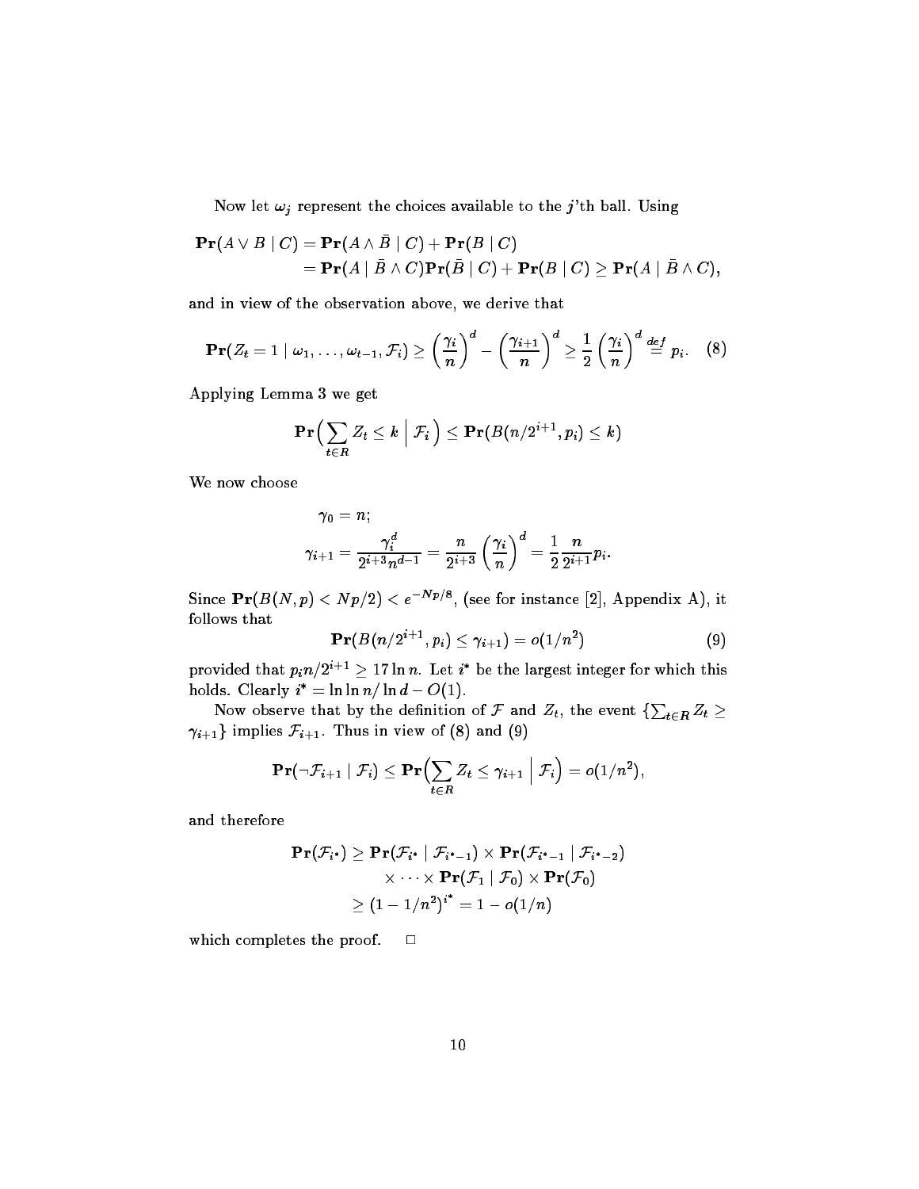Now let $\omega_j$ represent the choices available to the $j$'th ball. Using

$$\begin{aligned}
\mathbf{Pr}(A \vee B \mid C) &= \mathbf{Pr}(A \wedge \bar{B} \mid C) + \mathbf{Pr}(B \mid C) \\
&= \mathbf{Pr}(A \mid \bar{B} \wedge C)\mathbf{Pr}(\bar{B} \mid C) + \mathbf{Pr}(B \mid C) \geq \mathbf{Pr}(A \mid \bar{B} \wedge C),
\end{aligned}$$

and in view of the observation above, we derive that

$$\mathbf{Pr}(Z_t = 1 \mid \omega_1, \ldots, \omega_{t-1}, \mathcal{F}_i) \geq \left(\frac{\gamma_i}{n}\right)^d - \left(\frac{\gamma_{i+1}}{n}\right)^d \geq \frac{1}{2}\left(\frac{\gamma_i}{n}\right)^d \stackrel{def}{=} p_i. \quad (8)$$

Applying Lemma 3 we get

$$\mathbf{Pr}\Big(\sum_{t \in R} Z_t \leq k \;\Big|\; \mathcal{F}_i\Big) \leq \mathbf{Pr}(B(n/2^{i+1}, p_i) \leq k)$$

We now choose

$$\begin{aligned}
\gamma_0 &= n; \\
\gamma_{i+1} &= \frac{\gamma_i^d}{2^{i+3} n^{d-1}} = \frac{n}{2^{i+3}}\left(\frac{\gamma_i}{n}\right)^d = \frac{1}{2}\frac{n}{2^{i+1}} p_i.
\end{aligned}$$

Since $\mathbf{Pr}(B(N,p) < Np/2) < e^{-Np/8}$, (see for instance [2], Appendix A), it follows that

$$\mathbf{Pr}(B(n/2^{i+1}, p_i) \leq \gamma_{i+1}) = o(1/n^2) \quad (9)$$

provided that $p_i n / 2^{i+1} \geq 17 \ln n$. Let $i^*$ be the largest integer for which this holds. Clearly $i^* = \ln\ln n / \ln d - O(1)$.

Now observe that by the definition of $\mathcal{F}$ and $Z_t$, the event $\{\sum_{t \in R} Z_t \geq \gamma_{i+1}\}$ implies $\mathcal{F}_{i+1}$. Thus in view of (8) and (9)

$$\mathbf{Pr}(\neg \mathcal{F}_{i+1} \mid \mathcal{F}_i) \leq \mathbf{Pr}\Big(\sum_{t \in R} Z_t \leq \gamma_{i+1} \;\Big|\; \mathcal{F}_i\Big) = o(1/n^2),$$

and therefore

$$\begin{aligned}
\mathbf{Pr}(\mathcal{F}_{i^*}) &\geq \mathbf{Pr}(\mathcal{F}_{i^*} \mid \mathcal{F}_{i^*-1}) \times \mathbf{Pr}(\mathcal{F}_{i^*-1} \mid \mathcal{F}_{i^*-2}) \\
&\qquad \times \cdots \times \mathbf{Pr}(\mathcal{F}_1 \mid \mathcal{F}_0) \times \mathbf{Pr}(\mathcal{F}_0) \\
&\geq (1 - 1/n^2)^{i^*} = 1 - o(1/n)
\end{aligned}$$

which completes the proof. $\square$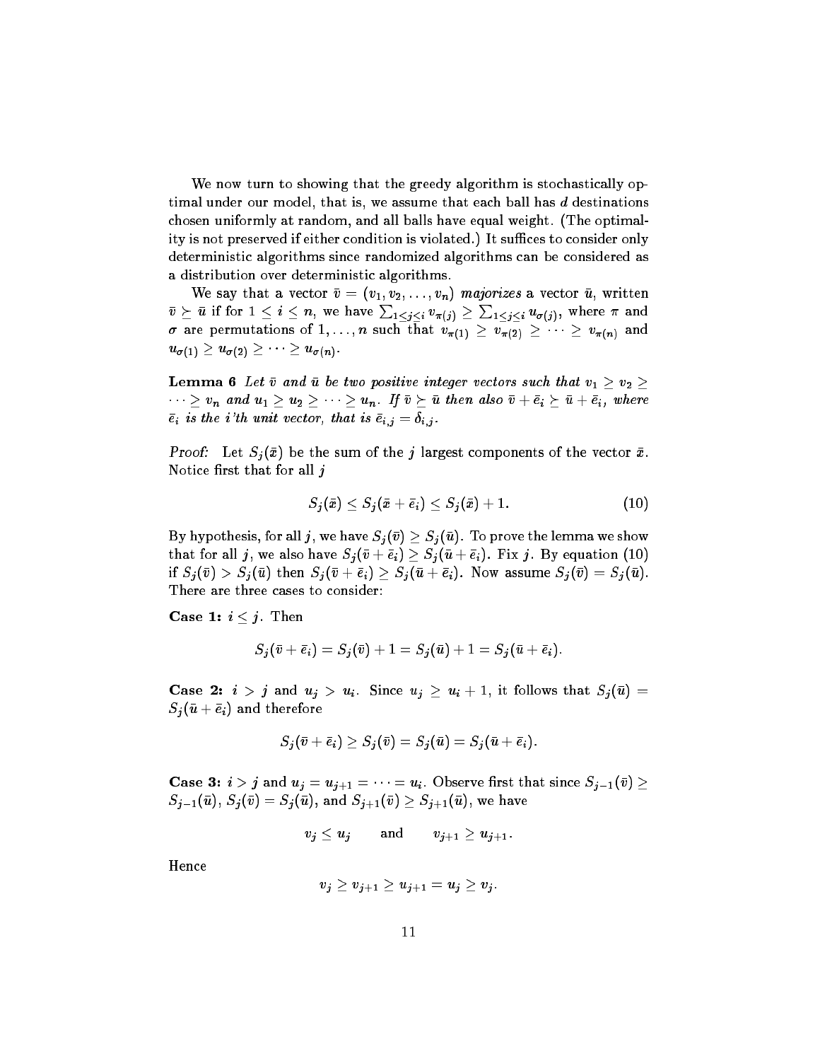We now turn to showing that the greedy algorithm is stochastically optimal under our model, that is, we assume that each ball has $d$ destinations chosen uniformly at random, and all balls have equal weight. (The optimality is not preserved if either condition is violated.) It suffices to consider only deterministic algorithms since randomized algorithms can be considered as a distribution over deterministic algorithms.

We say that a vector $\bar{v} = (v_1, v_2, \ldots, v_n)$ *majorizes* a vector $\bar{u}$, written $\bar{v} \succeq \bar{u}$ if for $1 \leq i \leq n$, we have $\sum_{1 \leq j \leq i} v_{\pi(j)} \geq \sum_{1 \leq j \leq i} u_{\sigma(j)}$, where $\pi$ and $\sigma$ are permutations of $1, \ldots, n$ such that $v_{\pi(1)} \geq v_{\pi(2)} \geq \cdots \geq v_{\pi(n)}$ and $u_{\sigma(1)} \geq u_{\sigma(2)} \geq \cdots \geq u_{\sigma(n)}$.

**Lemma 6** *Let $\bar{v}$ and $\bar{u}$ be two positive integer vectors such that $v_1 \geq v_2 \geq \cdots \geq v_n$ and $u_1 \geq u_2 \geq \cdots \geq u_n$. If $\bar{v} \succeq \bar{u}$ then also $\bar{v} + \bar{e}_i \succeq \bar{u} + \bar{e}_i$, where $\bar{e}_i$ is the i'th unit vector, that is $\bar{e}_{i,j} = \delta_{i,j}$.*

*Proof:* Let $S_j(\bar{x})$ be the sum of the $j$ largest components of the vector $\bar{x}$. Notice first that for all $j$

$$S_j(\bar{x}) \leq S_j(\bar{x} + \bar{e}_i) \leq S_j(\bar{x}) + 1. \tag{10}$$

By hypothesis, for all $j$, we have $S_j(\bar{v}) \geq S_j(\bar{u})$. To prove the lemma we show that for all $j$, we also have $S_j(\bar{v} + \bar{e}_i) \geq S_j(\bar{u} + \bar{e}_i)$. Fix $j$. By equation (10) if $S_j(\bar{v}) > S_j(\bar{u})$ then $S_j(\bar{v} + \bar{e}_i) \geq S_j(\bar{u} + \bar{e}_i)$. Now assume $S_j(\bar{v}) = S_j(\bar{u})$. There are three cases to consider:

**Case 1:** $i \leq j$. Then

$$S_j(\bar{v} + \bar{e}_i) = S_j(\bar{v}) + 1 = S_j(\bar{u}) + 1 = S_j(\bar{u} + \bar{e}_i).$$

**Case 2:** $i > j$ and $u_j > u_i$. Since $u_j \geq u_i + 1$, it follows that $S_j(\bar{u}) = S_j(\bar{u} + \bar{e}_i)$ and therefore

$$S_j(\bar{v} + \bar{e}_i) \geq S_j(\bar{v}) = S_j(\bar{u}) = S_j(\bar{u} + \bar{e}_i).$$

**Case 3:** $i > j$ and $u_j = u_{j+1} = \cdots = u_i$. Observe first that since $S_{j-1}(\bar{v}) \geq S_{j-1}(\bar{u})$, $S_j(\bar{v}) = S_j(\bar{u})$, and $S_{j+1}(\bar{v}) \geq S_{j+1}(\bar{u})$, we have

$$v_j \leq u_j \qquad \text{and} \qquad v_{j+1} \geq u_{j+1}.$$

Hence

$$v_j \geq v_{j+1} \geq u_{j+1} = u_j \geq v_j.$$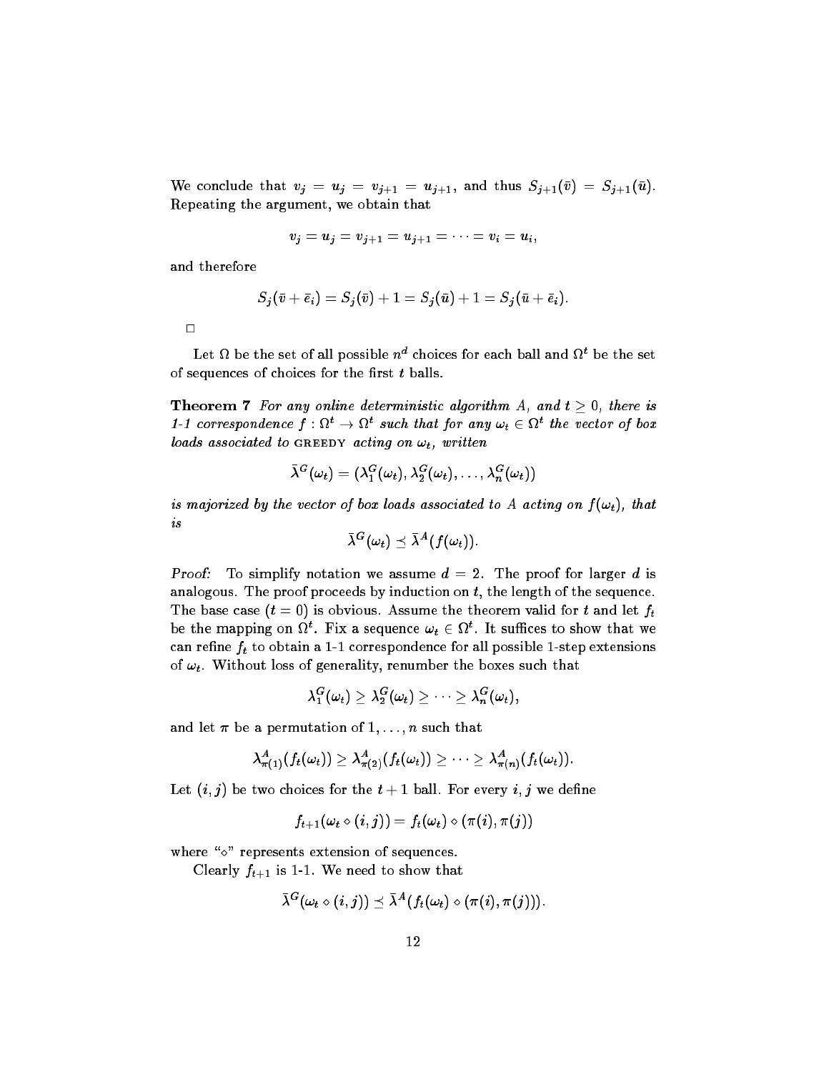We conclude that $v_j = u_j = v_{j+1} = u_{j+1}$, and thus $S_{j+1}(\bar{v}) = S_{j+1}(\bar{u})$. Repeating the argument, we obtain that

$$v_j = u_j = v_{j+1} = u_{j+1} = \cdots = v_i = u_i,$$

and therefore

$$S_j(\bar{v} + \bar{e}_i) = S_j(\bar{v}) + 1 = S_j(\bar{u}) + 1 = S_j(\bar{u} + \bar{e}_i).$$

□

Let $\Omega$ be the set of all possible $n^d$ choices for each ball and $\Omega^t$ be the set of sequences of choices for the first $t$ balls.

**Theorem 7** *For any online deterministic algorithm $A$, and $t \geq 0$, there is 1-1 correspondence $f : \Omega^t \to \Omega^t$ such that for any $\omega_t \in \Omega^t$ the vector of box loads associated to* GREEDY *acting on $\omega_t$, written*

$$\bar{\lambda}^G(\omega_t) = (\lambda_1^G(\omega_t), \lambda_2^G(\omega_t), \ldots, \lambda_n^G(\omega_t))$$

*is majorized by the vector of box loads associated to $A$ acting on $f(\omega_t)$, that is*

$$\bar{\lambda}^G(\omega_t) \preceq \bar{\lambda}^A(f(\omega_t)).$$

*Proof:* To simplify notation we assume $d = 2$. The proof for larger $d$ is analogous. The proof proceeds by induction on $t$, the length of the sequence. The base case ($t = 0$) is obvious. Assume the theorem valid for $t$ and let $f_t$ be the mapping on $\Omega^t$. Fix a sequence $\omega_t \in \Omega^t$. It suffices to show that we can refine $f_t$ to obtain a 1-1 correspondence for all possible 1-step extensions of $\omega_t$. Without loss of generality, renumber the boxes such that

$$\lambda_1^G(\omega_t) \geq \lambda_2^G(\omega_t) \geq \cdots \geq \lambda_n^G(\omega_t),$$

and let $\pi$ be a permutation of $1, \ldots, n$ such that

$$\lambda_{\pi(1)}^A(f_t(\omega_t)) \geq \lambda_{\pi(2)}^A(f_t(\omega_t)) \geq \cdots \geq \lambda_{\pi(n)}^A(f_t(\omega_t)).$$

Let $(i, j)$ be two choices for the $t + 1$ ball. For every $i, j$ we define

$$f_{t+1}(\omega_t \diamond (i, j)) = f_t(\omega_t) \diamond (\pi(i), \pi(j))$$

where "$\diamond$" represents extension of sequences.

Clearly $f_{t+1}$ is 1-1. We need to show that

$$\bar{\lambda}^G(\omega_t \diamond (i, j)) \preceq \bar{\lambda}^A(f_t(\omega_t) \diamond (\pi(i), \pi(j))).$$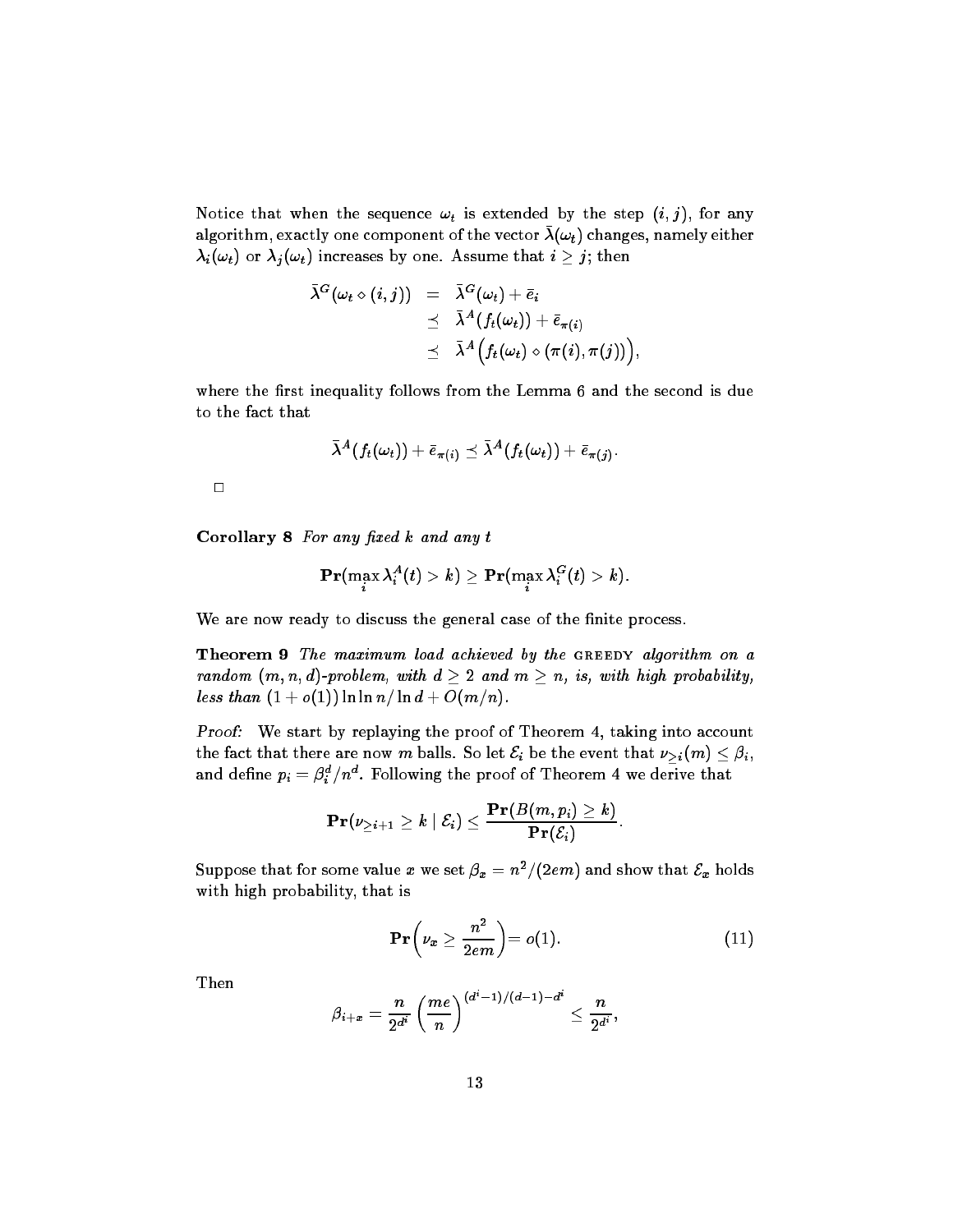Notice that when the sequence $\omega_t$ is extended by the step $(i, j)$, for any algorithm, exactly one component of the vector $\bar{\lambda}(\omega_t)$ changes, namely either $\lambda_i(\omega_t)$ or $\lambda_j(\omega_t)$ increases by one. Assume that $i \geq j$; then

$$
\begin{aligned}
\bar{\lambda}^G(\omega_t \diamond (i,j)) &= \bar{\lambda}^G(\omega_t) + \bar{e}_i \\
&\preceq \bar{\lambda}^A(f_t(\omega_t)) + \bar{e}_{\pi(i)} \\
&\preceq \bar{\lambda}^A\Big(f_t(\omega_t) \diamond (\pi(i), \pi(j))\Big),
\end{aligned}
$$

where the first inequality follows from the Lemma 6 and the second is due to the fact that

$$\bar{\lambda}^A(f_t(\omega_t)) + \bar{e}_{\pi(i)} \preceq \bar{\lambda}^A(f_t(\omega_t)) + \bar{e}_{\pi(j)}.$$

□

**Corollary 8** *For any fixed $k$ and any $t$*

$$\mathbf{Pr}(\max_i \lambda_i^A(t) > k) \geq \mathbf{Pr}(\max_i \lambda_i^G(t) > k).$$

We are now ready to discuss the general case of the finite process.

**Theorem 9** *The maximum load achieved by the* GREEDY *algorithm on a random $(m, n, d)$-problem, with $d \geq 2$ and $m \geq n$, is, with high probability, less than $(1 + o(1)) \ln \ln n / \ln d + O(m/n)$.*

*Proof:* We start by replaying the proof of Theorem 4, taking into account the fact that there are now $m$ balls. So let $\mathcal{E}_i$ be the event that $\nu_{\geq i}(m) \leq \beta_i$, and define $p_i = \beta_i^d / n^d$. Following the proof of Theorem 4 we derive that

$$\mathbf{Pr}(\nu_{\geq i+1} \geq k \mid \mathcal{E}_i) \leq \frac{\mathbf{Pr}(B(m, p_i) \geq k)}{\mathbf{Pr}(\mathcal{E}_i)}.$$

Suppose that for some value $x$ we set $\beta_x = n^2/(2em)$ and show that $\mathcal{E}_x$ holds with high probability, that is

$$\mathbf{Pr}\left(\nu_x \geq \frac{n^2}{2em}\right) = o(1). \tag{11}$$

Then

$$\beta_{i+x} = \frac{n}{2^{d^i}} \left(\frac{me}{n}\right)^{(d^i - 1)/(d-1) - d^i} \leq \frac{n}{2^{d^i}},$$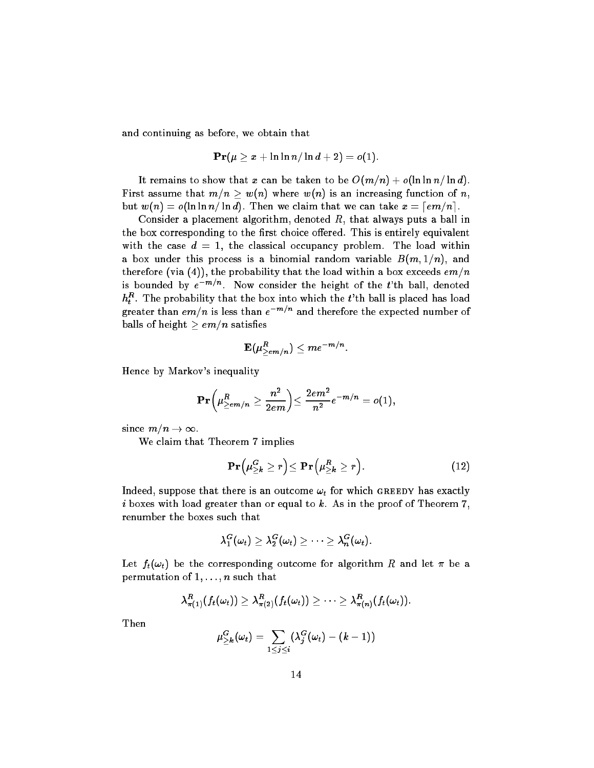and continuing as before, we obtain that

$$\mathbf{Pr}(\mu \geq x + \ln\ln n/\ln d + 2) = o(1).$$

It remains to show that $x$ can be taken to be $O(m/n) + o(\ln\ln n/\ln d)$. First assume that $m/n \geq w(n)$ where $w(n)$ is an increasing function of $n$, but $w(n) = o(\ln\ln n/\ln d)$. Then we claim that we can take $x = \lceil em/n \rceil$.

Consider a placement algorithm, denoted $R$, that always puts a ball in the box corresponding to the first choice offered. This is entirely equivalent with the case $d = 1$, the classical occupancy problem. The load within a box under this process is a binomial random variable $B(m, 1/n)$, and therefore (via (4)), the probability that the load within a box exceeds $em/n$ is bounded by $e^{-m/n}$. Now consider the height of the $t$'th ball, denoted $h_t^R$. The probability that the box into which the $t$'th ball is placed has load greater than $em/n$ is less than $e^{-m/n}$ and therefore the expected number of balls of height $\geq em/n$ satisfies

$$\mathbf{E}(\mu^R_{\geq em/n}) \leq me^{-m/n}.$$

Hence by Markov's inequality

$$\mathbf{Pr}\left(\mu^R_{\geq em/n} \geq \frac{n^2}{2em}\right) \leq \frac{2em^2}{n^2}e^{-m/n} = o(1),$$

since $m/n \to \infty$.

We claim that Theorem 7 implies

$$\mathbf{Pr}\left(\mu^G_{\geq k} \geq r\right) \leq \mathbf{Pr}\left(\mu^R_{\geq k} \geq r\right). \tag{12}$$

Indeed, suppose that there is an outcome $\omega_t$ for which GREEDY has exactly $i$ boxes with load greater than or equal to $k$. As in the proof of Theorem 7, renumber the boxes such that

$$\lambda_1^G(\omega_t) \geq \lambda_2^G(\omega_t) \geq \cdots \geq \lambda_n^G(\omega_t).$$

Let $f_t(\omega_t)$ be the corresponding outcome for algorithm $R$ and let $\pi$ be a permutation of $1, \ldots, n$ such that

$$\lambda^R_{\pi(1)}(f_t(\omega_t)) \geq \lambda^R_{\pi(2)}(f_t(\omega_t)) \geq \cdots \geq \lambda^R_{\pi(n)}(f_t(\omega_t)).$$

Then

$$\mu^G_{\geq k}(\omega_t) = \sum_{1 \leq j \leq i} (\lambda_j^G(\omega_t) - (k-1))$$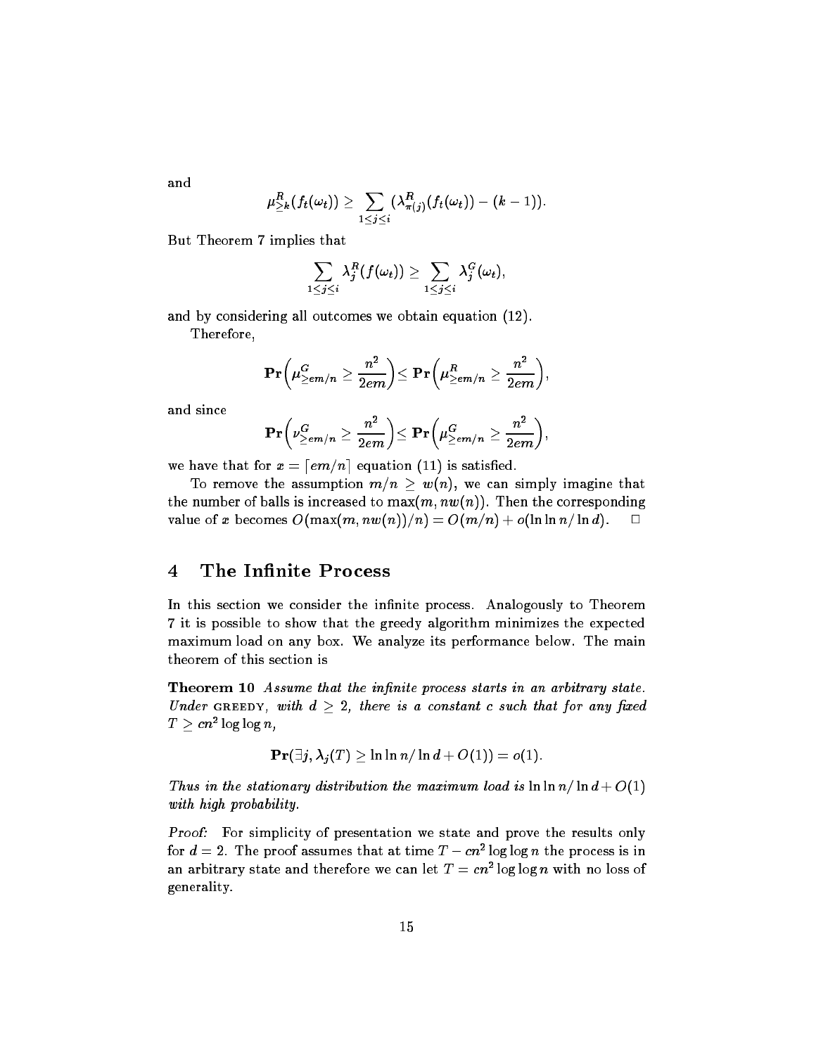and

$$\mu^R_{\geq k}(f_t(\omega_t)) \geq \sum_{1 \leq j \leq i} (\lambda^R_{\pi(j)}(f_t(\omega_t)) - (k-1)).$$

But Theorem 7 implies that

$$\sum_{1 \leq j \leq i} \lambda^R_j(f(\omega_t)) \geq \sum_{1 \leq j \leq i} \lambda^G_j(\omega_t),$$

and by considering all outcomes we obtain equation (12).

Therefore,

$$\mathbf{Pr}\left(\mu^G_{\geq em/n} \geq \frac{n^2}{2em}\right) \leq \mathbf{Pr}\left(\mu^R_{\geq em/n} \geq \frac{n^2}{2em}\right),$$

and since

$$\mathbf{Pr}\left(\nu^G_{\geq em/n} \geq \frac{n^2}{2em}\right) \leq \mathbf{Pr}\left(\mu^G_{\geq em/n} \geq \frac{n^2}{2em}\right),$$

we have that for $x = \lceil em/n \rceil$ equation (11) is satisfied.

To remove the assumption $m/n \geq w(n)$, we can simply imagine that the number of balls is increased to $\max(m, nw(n))$. Then the corresponding value of $x$ becomes $O(\max(m, nw(n))/n) = O(m/n) + o(\ln \ln n / \ln d)$. □

## 4 The Infinite Process

In this section we consider the infinite process. Analogously to Theorem 7 it is possible to show that the greedy algorithm minimizes the expected maximum load on any box. We analyze its performance below. The main theorem of this section is

**Theorem 10** *Assume that the infinite process starts in an arbitrary state. Under* GREEDY, *with $d \geq 2$, there is a constant $c$ such that for any fixed $T \geq cn^2 \log \log n$,*

$$\mathbf{Pr}(\exists j, \lambda_j(T) \geq \ln \ln n / \ln d + O(1)) = o(1).$$

*Thus in the stationary distribution the maximum load is $\ln \ln n / \ln d + O(1)$ with high probability.*

*Proof:* For simplicity of presentation we state and prove the results only for $d = 2$. The proof assumes that at time $T - cn^2 \log \log n$ the process is in an arbitrary state and therefore we can let $T = cn^2 \log \log n$ with no loss of generality.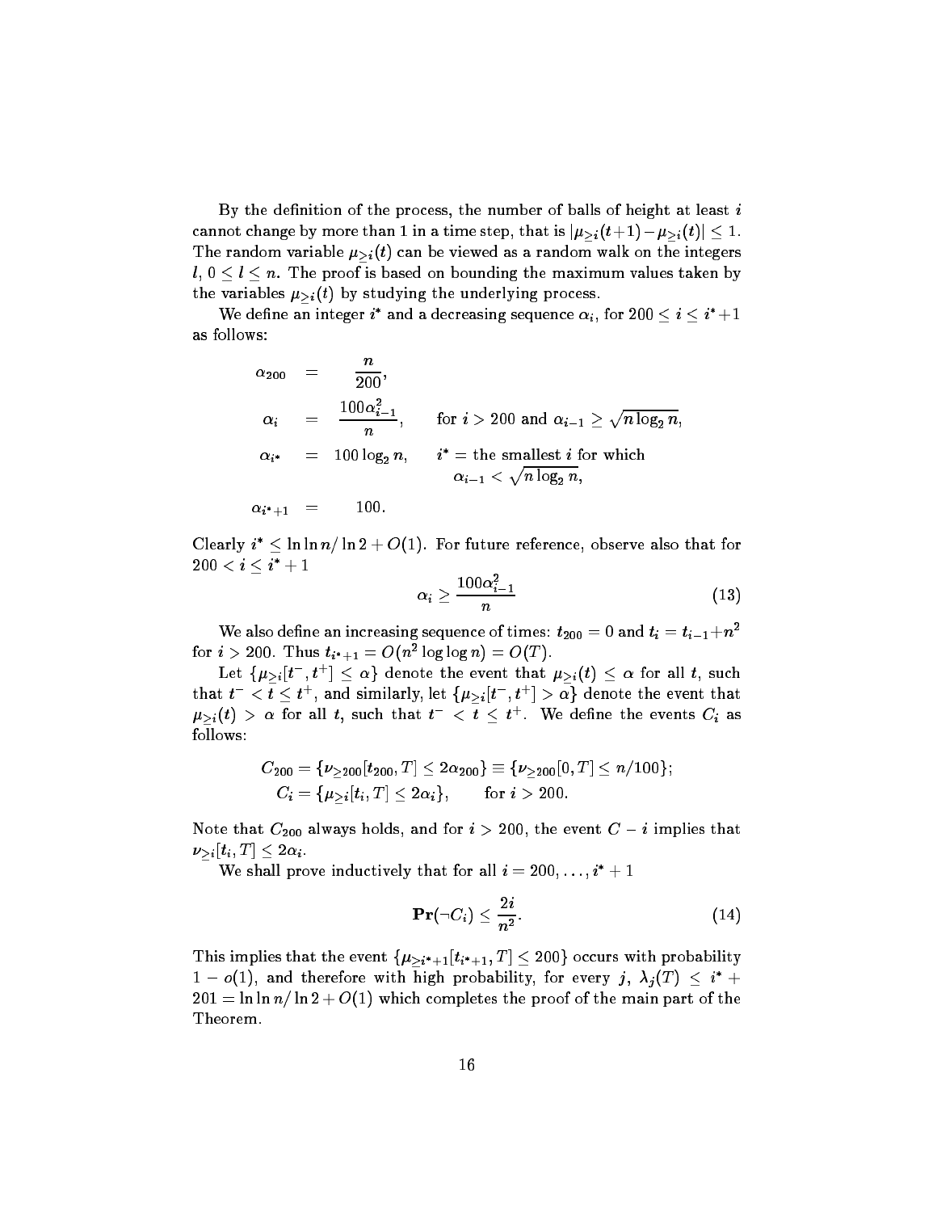By the definition of the process, the number of balls of height at least $i$ cannot change by more than 1 in a time step, that is $|\mu_{\geq i}(t+1) - \mu_{\geq i}(t)| \leq 1$. The random variable $\mu_{\geq i}(t)$ can be viewed as a random walk on the integers $l$, $0 \leq l \leq n$. The proof is based on bounding the maximum values taken by the variables $\mu_{\geq i}(t)$ by studying the underlying process.

We define an integer $i^*$ and a decreasing sequence $\alpha_i$, for $200 \leq i \leq i^* + 1$ as follows:

$$
\begin{aligned}
\alpha_{200} &= \frac{n}{200}, & & \\
\alpha_i &= \frac{100\alpha_{i-1}^2}{n}, & & \text{for } i > 200 \text{ and } \alpha_{i-1} \geq \sqrt{n \log_2 n}, \\
\alpha_{i^*} &= 100 \log_2 n, & & i^* = \text{the smallest } i \text{ for which } \alpha_{i-1} < \sqrt{n \log_2 n}, \\
\alpha_{i^*+1} &= 100. & &
\end{aligned}
$$

Clearly $i^* \leq \ln \ln n / \ln 2 + O(1)$. For future reference, observe also that for $200 < i \leq i^* + 1$

$$
\alpha_i \geq \frac{100\alpha_{i-1}^2}{n} \tag{13}
$$

We also define an increasing sequence of times: $t_{200} = 0$ and $t_i = t_{i-1} + n^2$ for $i > 200$. Thus $t_{i^*+1} = O(n^2 \log \log n) = O(T)$.

Let $\{\mu_{\geq i}[t^-, t^+] \leq \alpha\}$ denote the event that $\mu_{\geq i}(t) \leq \alpha$ for all $t$, such that $t^- < t \leq t^+$, and similarly, let $\{\mu_{\geq i}[t^-, t^+] > \alpha\}$ denote the event that $\mu_{\geq i}(t) > \alpha$ for all $t$, such that $t^- < t \leq t^+$. We define the events $C_i$ as follows:

$$
\begin{aligned}
C_{200} &= \{\nu_{\geq 200}[t_{200}, T] \leq 2\alpha_{200}\} \equiv \{\nu_{\geq 200}[0, T] \leq n/100\}; \\
C_i &= \{\mu_{\geq i}[t_i, T] \leq 2\alpha_i\}, \qquad \text{for } i > 200.
\end{aligned}
$$

Note that $C_{200}$ always holds, and for $i > 200$, the event $C - i$ implies that $\nu_{\geq i}[t_i, T] \leq 2\alpha_i$.

We shall prove inductively that for all $i = 200, \ldots, i^* + 1$

$$
\mathbf{Pr}(\neg C_i) \leq \frac{2i}{n^2}. \tag{14}
$$

This implies that the event $\{\mu_{\geq i^*+1}[t_{i^*+1}, T] \leq 200\}$ occurs with probability $1 - o(1)$, and therefore with high probability, for every $j$, $\lambda_j(T) \leq i^* + 201 = \ln \ln n / \ln 2 + O(1)$ which completes the proof of the main part of the Theorem.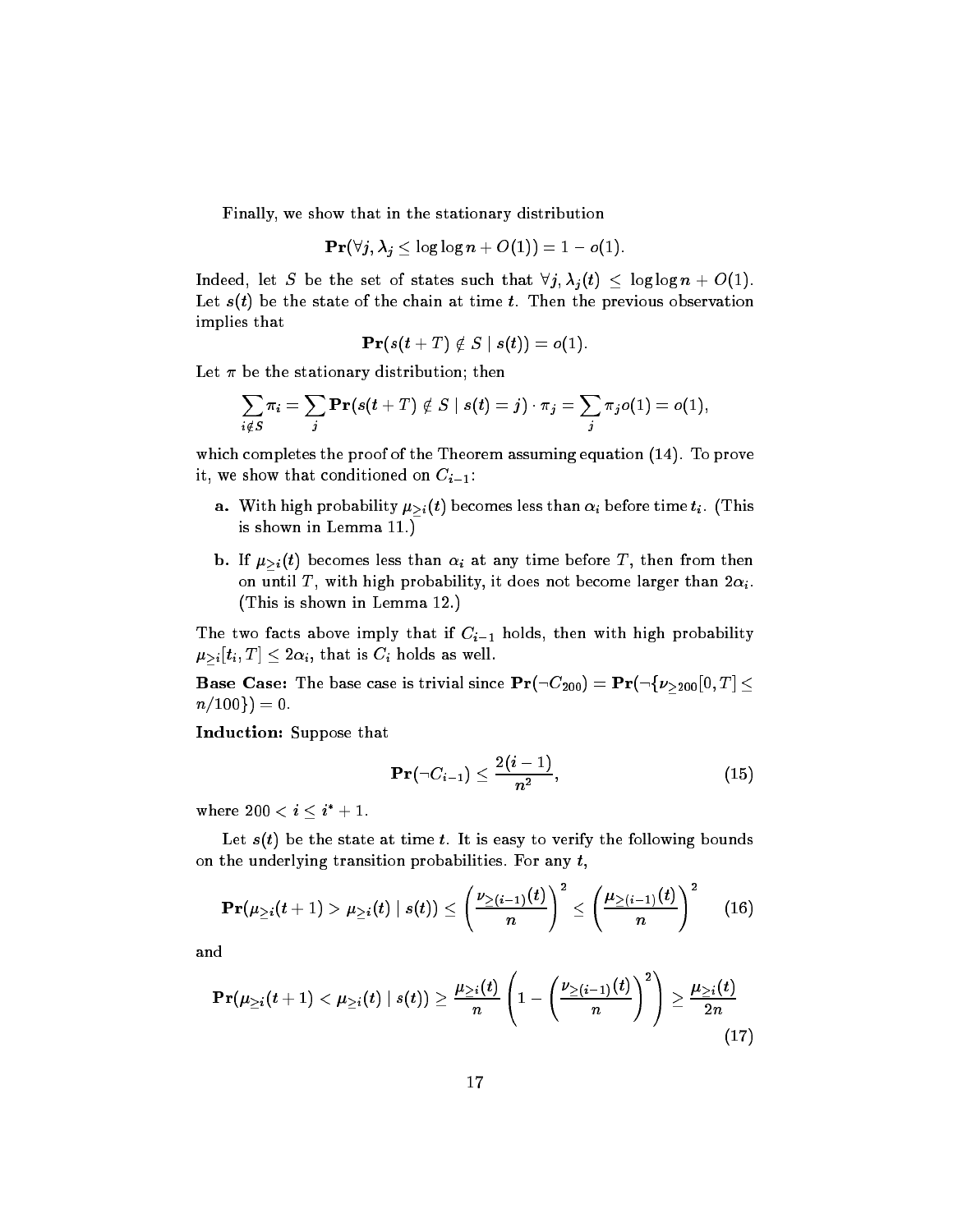Finally, we show that in the stationary distribution

$$\mathbf{Pr}(\forall j, \lambda_j \leq \log\log n + O(1)) = 1 - o(1).$$

Indeed, let $S$ be the set of states such that $\forall j, \lambda_j(t) \leq \log\log n + O(1)$. Let $s(t)$ be the state of the chain at time $t$. Then the previous observation implies that

$$\mathbf{Pr}(s(t+T) \notin S \mid s(t)) = o(1).$$

Let $\pi$ be the stationary distribution; then

$$\sum_{i \notin S} \pi_i = \sum_j \mathbf{Pr}(s(t+T) \notin S \mid s(t) = j) \cdot \pi_j = \sum_j \pi_j o(1) = o(1),$$

which completes the proof of the Theorem assuming equation (14). To prove it, we show that conditioned on $C_{i-1}$:

- **a.** With high probability $\mu_{\geq i}(t)$ becomes less than $\alpha_i$ before time $t_i$. (This is shown in Lemma 11.)
- **b.** If $\mu_{\geq i}(t)$ becomes less than $\alpha_i$ at any time before $T$, then from then on until $T$, with high probability, it does not become larger than $2\alpha_i$. (This is shown in Lemma 12.)

The two facts above imply that if $C_{i-1}$ holds, then with high probability $\mu_{\geq i}[t_i, T] \leq 2\alpha_i$, that is $C_i$ holds as well.

**Base Case:** The base case is trivial since $\mathbf{Pr}(\neg C_{200}) = \mathbf{Pr}(\neg\{\nu_{\geq 200}[0, T] \leq n/100\}) = 0$.

**Induction:** Suppose that

$$\mathbf{Pr}(\neg C_{i-1}) \leq \frac{2(i-1)}{n^2}, \tag{15}$$

where $200 < i \leq i^* + 1$.

Let $s(t)$ be the state at time $t$. It is easy to verify the following bounds on the underlying transition probabilities. For any $t$,

$$\mathbf{Pr}(\mu_{\geq i}(t+1) > \mu_{\geq i}(t) \mid s(t)) \leq \left(\frac{\nu_{\geq(i-1)}(t)}{n}\right)^2 \leq \left(\frac{\mu_{\geq(i-1)}(t)}{n}\right)^2 \tag{16}$$

and

$$\mathbf{Pr}(\mu_{\geq i}(t+1) < \mu_{\geq i}(t) \mid s(t)) \geq \frac{\mu_{\geq i}(t)}{n}\left(1 - \left(\frac{\nu_{\geq(i-1)}(t)}{n}\right)^2\right) \geq \frac{\mu_{\geq i}(t)}{2n} \tag{17}$$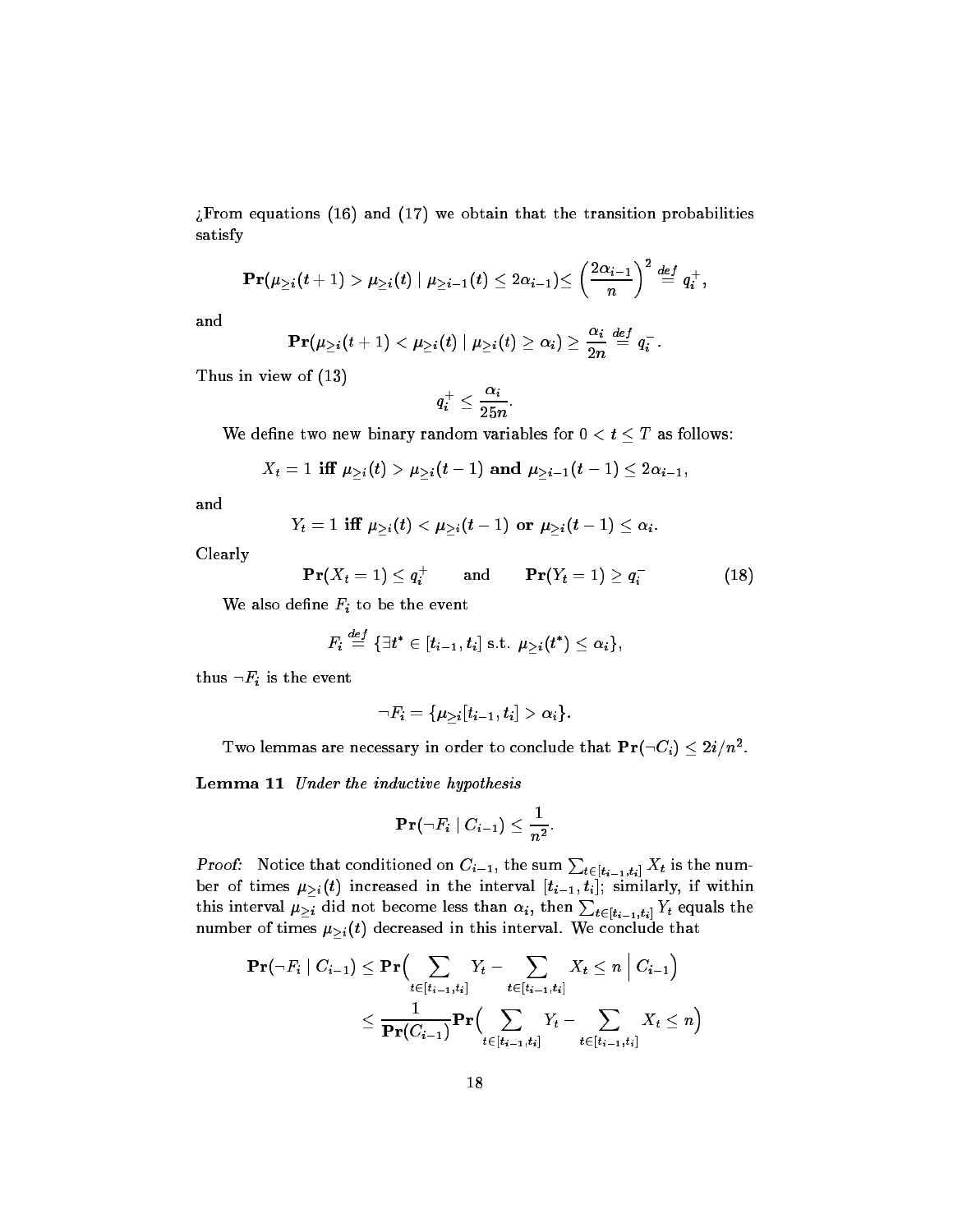¿From equations (16) and (17) we obtain that the transition probabilities satisfy

$$\mathbf{Pr}(\mu_{\geq i}(t+1) > \mu_{\geq i}(t) \mid \mu_{\geq i-1}(t) \leq 2\alpha_{i-1}) \leq \left(\frac{2\alpha_{i-1}}{n}\right)^2 \stackrel{def}{=} q_i^+,$$

and

$$\mathbf{Pr}(\mu_{\geq i}(t+1) < \mu_{\geq i}(t) \mid \mu_{\geq i}(t) \geq \alpha_i) \geq \frac{\alpha_i}{2n} \stackrel{def}{=} q_i^-.$$

Thus in view of (13)

$$q_i^+ \leq \frac{\alpha_i}{25n}.$$

We define two new binary random variables for $0 < t \leq T$ as follows:

$$X_t = 1 \textbf{ iff } \mu_{\geq i}(t) > \mu_{\geq i}(t-1) \textbf{ and } \mu_{\geq i-1}(t-1) \leq 2\alpha_{i-1},$$

and

$$Y_t = 1 \textbf{ iff } \mu_{\geq i}(t) < \mu_{\geq i}(t-1) \textbf{ or } \mu_{\geq i}(t-1) \leq \alpha_i.$$

Clearly

$$\mathbf{Pr}(X_t = 1) \leq q_i^+ \qquad \text{and} \qquad \mathbf{Pr}(Y_t = 1) \geq q_i^- \tag{18}$$

We also define $F_i$ to be the event

$$F_i \stackrel{def}{=} \{\exists t^* \in [t_{i-1}, t_i] \text{ s.t. } \mu_{\geq i}(t^*) \leq \alpha_i\},$$

thus $\neg F_i$ is the event

$$\neg F_i = \{\mu_{\geq i}[t_{i-1}, t_i] > \alpha_i\}.$$

Two lemmas are necessary in order to conclude that $\mathbf{Pr}(\neg C_i) \leq 2i/n^2$.

**Lemma 11** *Under the inductive hypothesis*

$$\mathbf{Pr}(\neg F_i \mid C_{i-1}) \leq \frac{1}{n^2}.$$

*Proof:* Notice that conditioned on $C_{i-1}$, the sum $\sum_{t \in [t_{i-1}, t_i]} X_t$ is the number of times $\mu_{\geq i}(t)$ increased in the interval $[t_{i-1}, t_i]$; similarly, if within this interval $\mu_{\geq i}$ did not become less than $\alpha_i$, then $\sum_{t \in [t_{i-1}, t_i]} Y_t$ equals the number of times $\mu_{\geq i}(t)$ decreased in this interval. We conclude that

$$\begin{aligned}
\mathbf{Pr}(\neg F_i \mid C_{i-1}) &\leq \mathbf{Pr}\Big(\sum_{t \in [t_{i-1}, t_i]} Y_t - \sum_{t \in [t_{i-1}, t_i]} X_t \leq n \;\Big|\; C_{i-1}\Big) \\
&\leq \frac{1}{\mathbf{Pr}(C_{i-1})} \mathbf{Pr}\Big(\sum_{t \in [t_{i-1}, t_i]} Y_t - \sum_{t \in [t_{i-1}, t_i]} X_t \leq n\Big)
\end{aligned}$$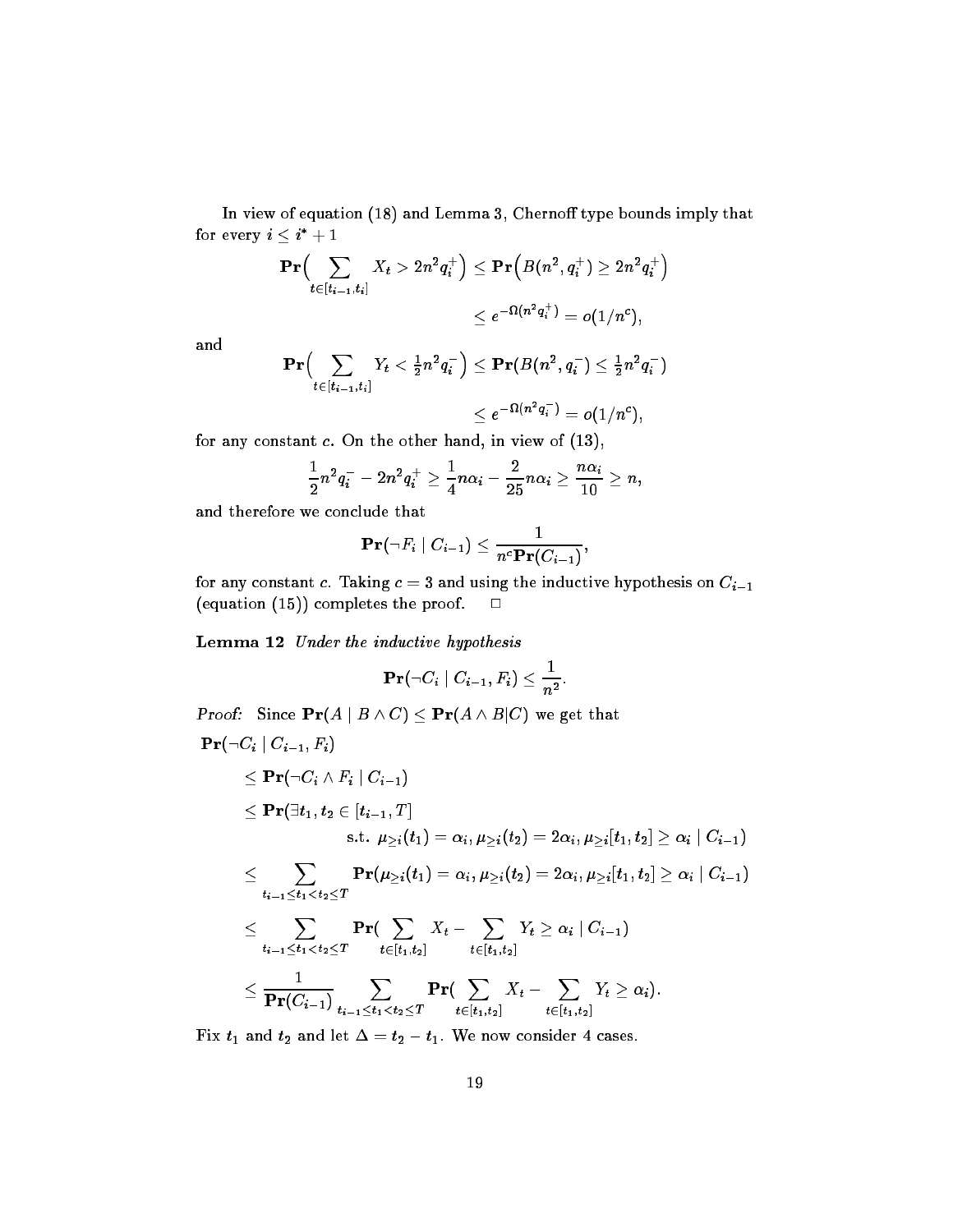In view of equation (18) and Lemma 3, Chernoff type bounds imply that for every $i \le i^* + 1$

$$\mathbf{Pr}\Big(\sum_{t \in [t_{i-1}, t_i]} X_t > 2n^2 q_i^+\Big) \le \mathbf{Pr}\Big(B(n^2, q_i^+) \ge 2n^2 q_i^+\Big)$$

$$\le e^{-\Omega(n^2 q_i^+)} = o(1/n^c),$$

and

$$\mathbf{Pr}\Big(\sum_{t \in [t_{i-1}, t_i]} Y_t < \tfrac{1}{2} n^2 q_i^-\Big) \le \mathbf{Pr}(B(n^2, q_i^-) \le \tfrac{1}{2} n^2 q_i^-)$$

$$\le e^{-\Omega(n^2 q_i^-)} = o(1/n^c),$$

for any constant $c$. On the other hand, in view of (13),

$$\frac{1}{2} n^2 q_i^- - 2n^2 q_i^+ \ge \frac{1}{4} n\alpha_i - \frac{2}{25} n\alpha_i \ge \frac{n\alpha_i}{10} \ge n,$$

and therefore we conclude that

$$\mathbf{Pr}(\neg F_i \mid C_{i-1}) \le \frac{1}{n^c \mathbf{Pr}(C_{i-1})},$$

for any constant $c$. Taking $c = 3$ and using the inductive hypothesis on $C_{i-1}$ (equation (15)) completes the proof. $\Box$

**Lemma 12** *Under the inductive hypothesis*

$$\mathbf{Pr}(\neg C_i \mid C_{i-1}, F_i) \le \frac{1}{n^2}.$$

*Proof:* Since $\mathbf{Pr}(A \mid B \wedge C) \le \mathbf{Pr}(A \wedge B | C)$ we get that

$$
\begin{aligned}
&\mathbf{Pr}(\neg C_i \mid C_{i-1}, F_i) \\
&\quad \le \mathbf{Pr}(\neg C_i \wedge F_i \mid C_{i-1}) \\
&\quad \le \mathbf{Pr}(\exists t_1, t_2 \in [t_{i-1}, T] \\
&\qquad\qquad \text{s.t. } \mu_{\ge i}(t_1) = \alpha_i, \mu_{\ge i}(t_2) = 2\alpha_i, \mu_{\ge i}[t_1, t_2] \ge \alpha_i \mid C_{i-1}) \\
&\quad \le \sum_{t_{i-1} \le t_1 < t_2 \le T} \mathbf{Pr}(\mu_{\ge i}(t_1) = \alpha_i, \mu_{\ge i}(t_2) = 2\alpha_i, \mu_{\ge i}[t_1, t_2] \ge \alpha_i \mid C_{i-1}) \\
&\quad \le \sum_{t_{i-1} \le t_1 < t_2 \le T} \mathbf{Pr}\Big(\sum_{t \in [t_1, t_2]} X_t - \sum_{t \in [t_1, t_2]} Y_t \ge \alpha_i \mid C_{i-1}\Big) \\
&\quad \le \frac{1}{\mathbf{Pr}(C_{i-1})} \sum_{t_{i-1} \le t_1 < t_2 \le T} \mathbf{Pr}\Big(\sum_{t \in [t_1, t_2]} X_t - \sum_{t \in [t_1, t_2]} Y_t \ge \alpha_i\Big).
\end{aligned}
$$

Fix $t_1$ and $t_2$ and let $\Delta = t_2 - t_1$. We now consider 4 cases.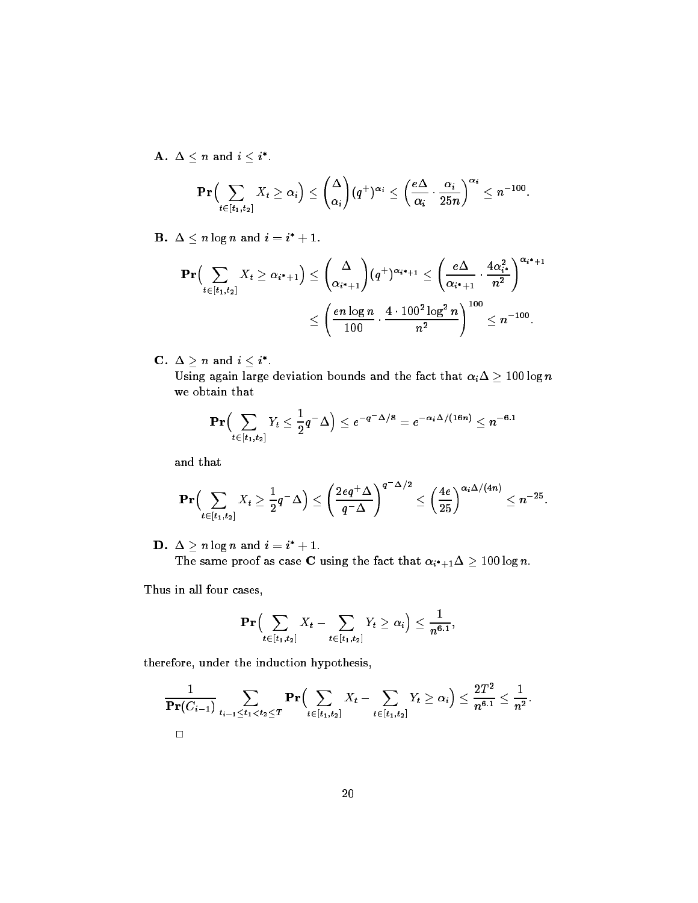**A.** $\Delta \leq n$ and $i \leq i^*$.

$$\mathbf{Pr}\Big( \sum_{t \in [t_1,t_2]} X_t \geq \alpha_i \Big) \leq \binom{\Delta}{\alpha_i} (q^+)^{\alpha_i} \leq \left( \frac{e\Delta}{\alpha_i} \cdot \frac{\alpha_i}{25n} \right)^{\alpha_i} \leq n^{-100}.$$

**B.** $\Delta \leq n \log n$ and $i = i^* + 1$.

$$\mathbf{Pr}\Big( \sum_{t \in [t_1,t_2]} X_t \geq \alpha_{i^*+1} \Big) \leq \binom{\Delta}{\alpha_{i^*+1}} (q^+)^{\alpha_{i^*+1}} \leq \left( \frac{e\Delta}{\alpha_{i^*+1}} \cdot \frac{4\alpha_{i^*}^2}{n^2} \right)^{\alpha_{i^*+1}}$$

$$\leq \left( \frac{en \log n}{100} \cdot \frac{4 \cdot 100^2 \log^2 n}{n^2} \right)^{100} \leq n^{-100}.$$

**C.** $\Delta \geq n$ and $i \leq i^*$.
Using again large deviation bounds and the fact that $\alpha_i \Delta \geq 100 \log n$ we obtain that

$$\mathbf{Pr}\Big( \sum_{t \in [t_1,t_2]} Y_t \leq \frac{1}{2} q^- \Delta \Big) \leq e^{-q^- \Delta / 8} = e^{-\alpha_i \Delta / (16n)} \leq n^{-6.1}$$

and that

$$\mathbf{Pr}\Big( \sum_{t \in [t_1,t_2]} X_t \geq \frac{1}{2} q^- \Delta \Big) \leq \left( \frac{2eq^+\Delta}{q^-\Delta} \right)^{q^-\Delta/2} \leq \left( \frac{4e}{25} \right)^{\alpha_i \Delta/(4n)} \leq n^{-25}.$$

**D.** $\Delta \geq n \log n$ and $i = i^* + 1$.
The same proof as case **C** using the fact that $\alpha_{i^*+1} \Delta \geq 100 \log n$.

Thus in all four cases,

$$\mathbf{Pr}\Big( \sum_{t \in [t_1,t_2]} X_t - \sum_{t \in [t_1,t_2]} Y_t \geq \alpha_i \Big) \leq \frac{1}{n^{6.1}},$$

therefore, under the induction hypothesis,

$$\frac{1}{\mathbf{Pr}(C_{i-1})} \sum_{t_{i-1} \leq t_1 < t_2 \leq T} \mathbf{Pr}\Big( \sum_{t \in [t_1,t_2]} X_t - \sum_{t \in [t_1,t_2]} Y_t \geq \alpha_i \Big) \leq \frac{2T^2}{n^{6.1}} \leq \frac{1}{n^2}.$$

□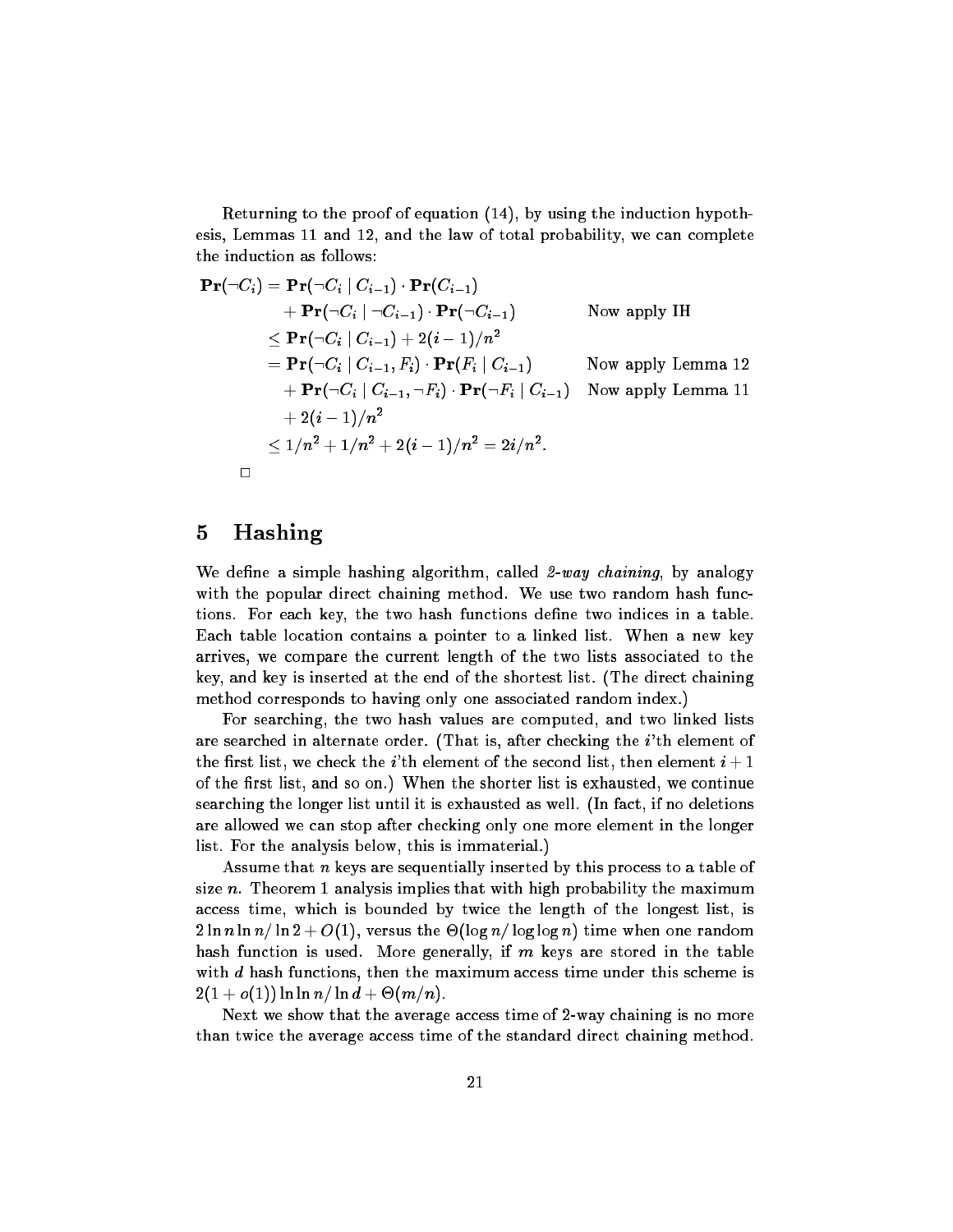Returning to the proof of equation (14), by using the induction hypothesis, Lemmas 11 and 12, and the law of total probability, we can complete the induction as follows:

$$
\begin{aligned}
\mathbf{Pr}(\neg C_i) &= \mathbf{Pr}(\neg C_i \mid C_{i-1}) \cdot \mathbf{Pr}(C_{i-1}) \\
&\quad + \mathbf{Pr}(\neg C_i \mid \neg C_{i-1}) \cdot \mathbf{Pr}(\neg C_{i-1}) && \text{Now apply IH} \\
&\leq \mathbf{Pr}(\neg C_i \mid C_{i-1}) + 2(i-1)/n^2 \\
&= \mathbf{Pr}(\neg C_i \mid C_{i-1}, F_i) \cdot \mathbf{Pr}(F_i \mid C_{i-1}) && \text{Now apply Lemma 12} \\
&\quad + \mathbf{Pr}(\neg C_i \mid C_{i-1}, \neg F_i) \cdot \mathbf{Pr}(\neg F_i \mid C_{i-1}) && \text{Now apply Lemma 11} \\
&\quad + 2(i-1)/n^2 \\
&\leq 1/n^2 + 1/n^2 + 2(i-1)/n^2 = 2i/n^2.
\end{aligned}
$$

□

## 5 Hashing

We define a simple hashing algorithm, called *2-way chaining*, by analogy with the popular direct chaining method. We use two random hash functions. For each key, the two hash functions define two indices in a table. Each table location contains a pointer to a linked list. When a new key arrives, we compare the current length of the two lists associated to the key, and key is inserted at the end of the shortest list. (The direct chaining method corresponds to having only one associated random index.)

For searching, the two hash values are computed, and two linked lists are searched in alternate order. (That is, after checking the $i$'th element of the first list, we check the $i$'th element of the second list, then element $i+1$ of the first list, and so on.) When the shorter list is exhausted, we continue searching the longer list until it is exhausted as well. (In fact, if no deletions are allowed we can stop after checking only one more element in the longer list. For the analysis below, this is immaterial.)

Assume that $n$ keys are sequentially inserted by this process to a table of size $n$. Theorem 1 analysis implies that with high probability the maximum access time, which is bounded by twice the length of the longest list, is $2 \ln n \ln n / \ln 2 + O(1)$, versus the $\Theta(\log n / \log \log n)$ time when one random hash function is used. More generally, if $m$ keys are stored in the table with $d$ hash functions, then the maximum access time under this scheme is $2(1+o(1)) \ln \ln n / \ln d + \Theta(m/n)$.

Next we show that the average access time of 2-way chaining is no more than twice the average access time of the standard direct chaining method.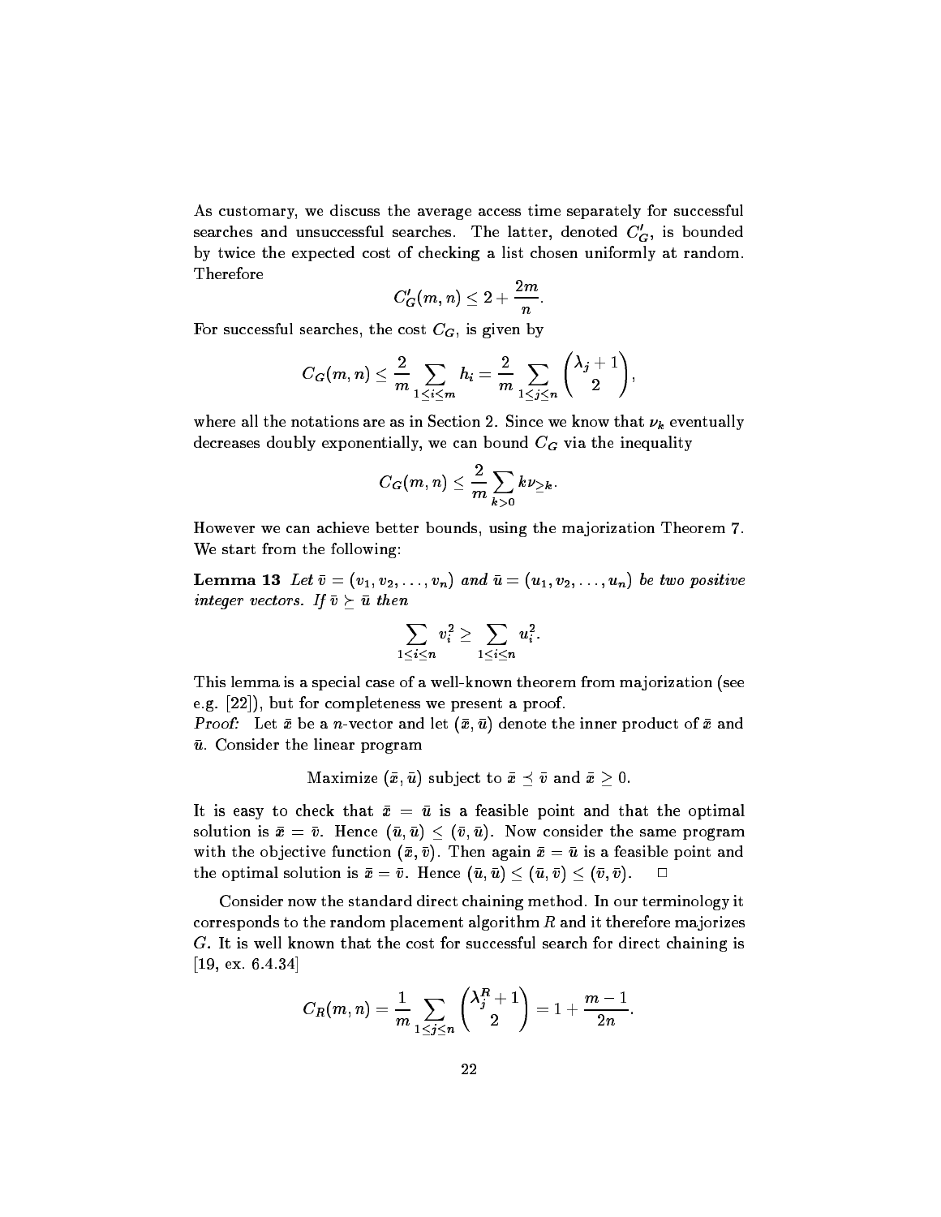As customary, we discuss the average access time separately for successful searches and unsuccessful searches. The latter, denoted $C'_G$, is bounded by twice the expected cost of checking a list chosen uniformly at random. Therefore

$$C'_G(m,n) \le 2 + \frac{2m}{n}.$$

For successful searches, the cost $C_G$, is given by

$$C_G(m,n) \le \frac{2}{m} \sum_{1 \le i \le m} h_i = \frac{2}{m} \sum_{1 \le j \le n} \binom{\lambda_j + 1}{2},$$

where all the notations are as in Section 2. Since we know that $\nu_k$ eventually decreases doubly exponentially, we can bound $C_G$ via the inequality

$$C_G(m,n) \le \frac{2}{m} \sum_{k>0} k \nu_{\ge k}.$$

However we can achieve better bounds, using the majorization Theorem 7. We start from the following:

**Lemma 13** *Let $\bar{v} = (v_1, v_2, \ldots, v_n)$ and $\bar{u} = (u_1, v_2, \ldots, u_n)$ be two positive integer vectors. If $\bar{v} \succeq \bar{u}$ then*

$$\sum_{1 \le i \le n} v_i^2 \ge \sum_{1 \le i \le n} u_i^2.$$

This lemma is a special case of a well-known theorem from majorization (see e.g. [22]), but for completeness we present a proof.

*Proof:* Let $\bar{x}$ be a $n$-vector and let $(\bar{x}, \bar{u})$ denote the inner product of $\bar{x}$ and $\bar{u}$. Consider the linear program

$$\text{Maximize } (\bar{x}, \bar{u}) \text{ subject to } \bar{x} \preceq \bar{v} \text{ and } \bar{x} \ge 0.$$

It is easy to check that $\bar{x} = \bar{u}$ is a feasible point and that the optimal solution is $\bar{x} = \bar{v}$. Hence $(\bar{u}, \bar{u}) \le (\bar{v}, \bar{u})$. Now consider the same program with the objective function $(\bar{x}, \bar{v})$. Then again $\bar{x} = \bar{u}$ is a feasible point and the optimal solution is $\bar{x} = \bar{v}$. Hence $(\bar{u}, \bar{u}) \le (\bar{u}, \bar{v}) \le (\bar{v}, \bar{v})$. $\square$

Consider now the standard direct chaining method. In our terminology it corresponds to the random placement algorithm $R$ and it therefore majorizes $G$. It is well known that the cost for successful search for direct chaining is [19, ex. 6.4.34]

$$C_R(m,n) = \frac{1}{m} \sum_{1 \le j \le n} \binom{\lambda_j^R + 1}{2} = 1 + \frac{m-1}{2n}.$$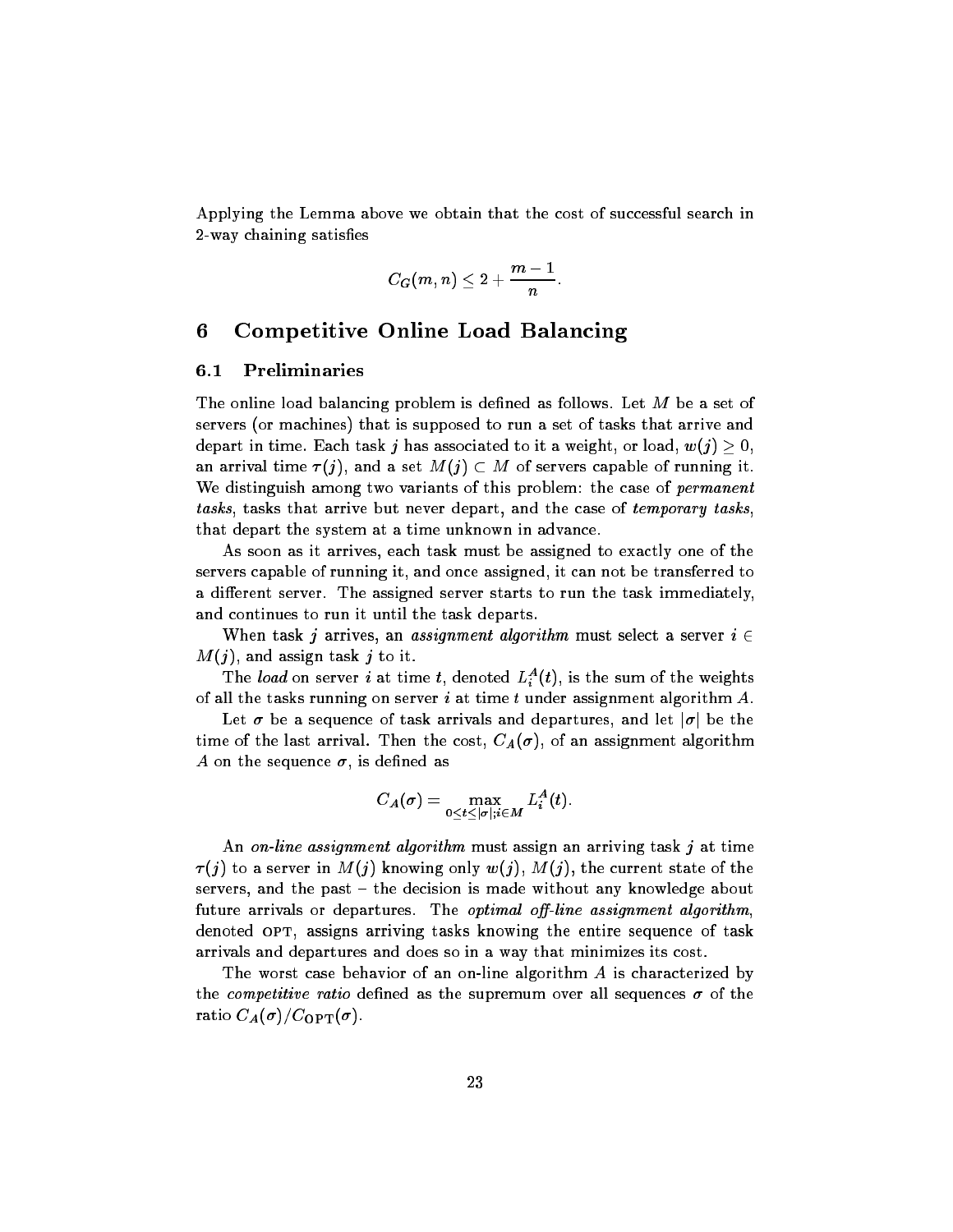Applying the Lemma above we obtain that the cost of successful search in 2-way chaining satisfies

$$C_G(m,n) \leq 2 + \frac{m-1}{n}.$$

# 6 Competitive Online Load Balancing

## 6.1 Preliminaries

The online load balancing problem is defined as follows. Let $M$ be a set of servers (or machines) that is supposed to run a set of tasks that arrive and depart in time. Each task $j$ has associated to it a weight, or load, $w(j) \geq 0$, an arrival time $\tau(j)$, and a set $M(j) \subset M$ of servers capable of running it. We distinguish among two variants of this problem: the case of *permanent tasks*, tasks that arrive but never depart, and the case of *temporary tasks*, that depart the system at a time unknown in advance.

As soon as it arrives, each task must be assigned to exactly one of the servers capable of running it, and once assigned, it can not be transferred to a different server. The assigned server starts to run the task immediately, and continues to run it until the task departs.

When task $j$ arrives, an *assignment algorithm* must select a server $i \in M(j)$, and assign task $j$ to it.

The *load* on server $i$ at time $t$, denoted $L_i^A(t)$, is the sum of the weights of all the tasks running on server $i$ at time $t$ under assignment algorithm $A$.

Let $\sigma$ be a sequence of task arrivals and departures, and let $|\sigma|$ be the time of the last arrival. Then the cost, $C_A(\sigma)$, of an assignment algorithm $A$ on the sequence $\sigma$, is defined as

$$C_A(\sigma) = \max_{0 \leq t \leq |\sigma|; i \in M} L_i^A(t).$$

An *on-line assignment algorithm* must assign an arriving task $j$ at time $\tau(j)$ to a server in $M(j)$ knowing only $w(j)$, $M(j)$, the current state of the servers, and the past – the decision is made without any knowledge about future arrivals or departures. The *optimal off-line assignment algorithm*, denoted OPT, assigns arriving tasks knowing the entire sequence of task arrivals and departures and does so in a way that minimizes its cost.

The worst case behavior of an on-line algorithm $A$ is characterized by the *competitive ratio* defined as the supremum over all sequences $\sigma$ of the ratio $C_A(\sigma)/C_{\text{OPT}}(\sigma)$.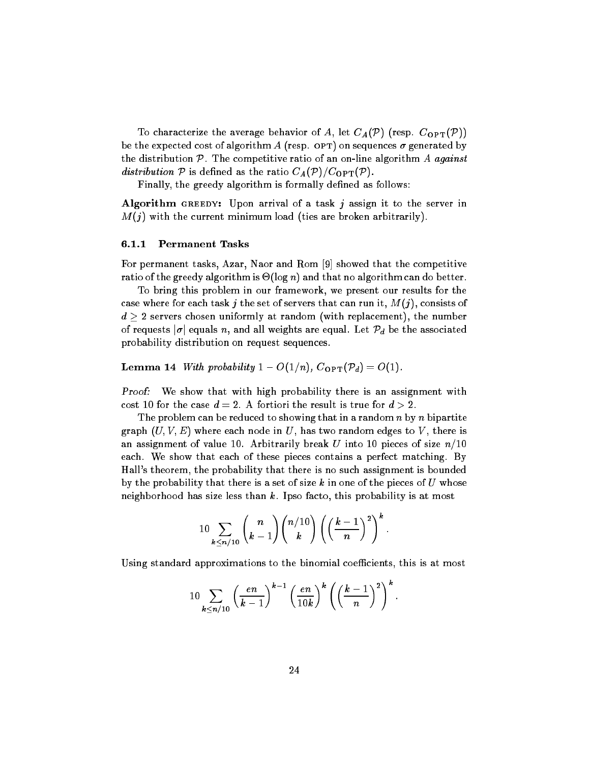To characterize the average behavior of $A$, let $C_A(\mathcal{P})$ (resp. $C_{\text{OPT}}(\mathcal{P})$) be the expected cost of algorithm $A$ (resp. OPT) on sequences $\sigma$ generated by the distribution $\mathcal{P}$. The competitive ratio of an on-line algorithm $A$ *against distribution* $\mathcal{P}$ is defined as the ratio $C_A(\mathcal{P})/C_{\text{OPT}}(\mathcal{P})$.

Finally, the greedy algorithm is formally defined as follows:

**Algorithm** GREEDY**:** Upon arrival of a task $j$ assign it to the server in $M(j)$ with the current minimum load (ties are broken arbitrarily).

### 6.1.1 Permanent Tasks

For permanent tasks, Azar, Naor and Rom [9] showed that the competitive ratio of the greedy algorithm is $\Theta(\log n)$ and that no algorithm can do better.

To bring this problem in our framework, we present our results for the case where for each task $j$ the set of servers that can run it, $M(j)$, consists of $d \geq 2$ servers chosen uniformly at random (with replacement), the number of requests $|\sigma|$ equals $n$, and all weights are equal. Let $\mathcal{P}_d$ be the associated probability distribution on request sequences.

**Lemma 14** *With probability $1 - O(1/n)$, $C_{\text{OPT}}(\mathcal{P}_d) = O(1)$.*

*Proof:* We show that with high probability there is an assignment with cost 10 for the case $d = 2$. A fortiori the result is true for $d > 2$.

The problem can be reduced to showing that in a random $n$ by $n$ bipartite graph $(U, V, E)$ where each node in $U$, has two random edges to $V$, there is an assignment of value 10. Arbitrarily break $U$ into 10 pieces of size $n/10$ each. We show that each of these pieces contains a perfect matching. By Hall's theorem, the probability that there is no such assignment is bounded by the probability that there is a set of size $k$ in one of the pieces of $U$ whose neighborhood has size less than $k$. Ipso facto, this probability is at most

$$10 \sum_{k \leq n/10} \binom{n}{k-1} \binom{n/10}{k} \left( \left( \frac{k-1}{n} \right)^2 \right)^k .$$

Using standard approximations to the binomial coefficients, this is at most

$$10 \sum_{k \leq n/10} \left( \frac{en}{k-1} \right)^{k-1} \left( \frac{en}{10k} \right)^k \left( \left( \frac{k-1}{n} \right)^2 \right)^k .$$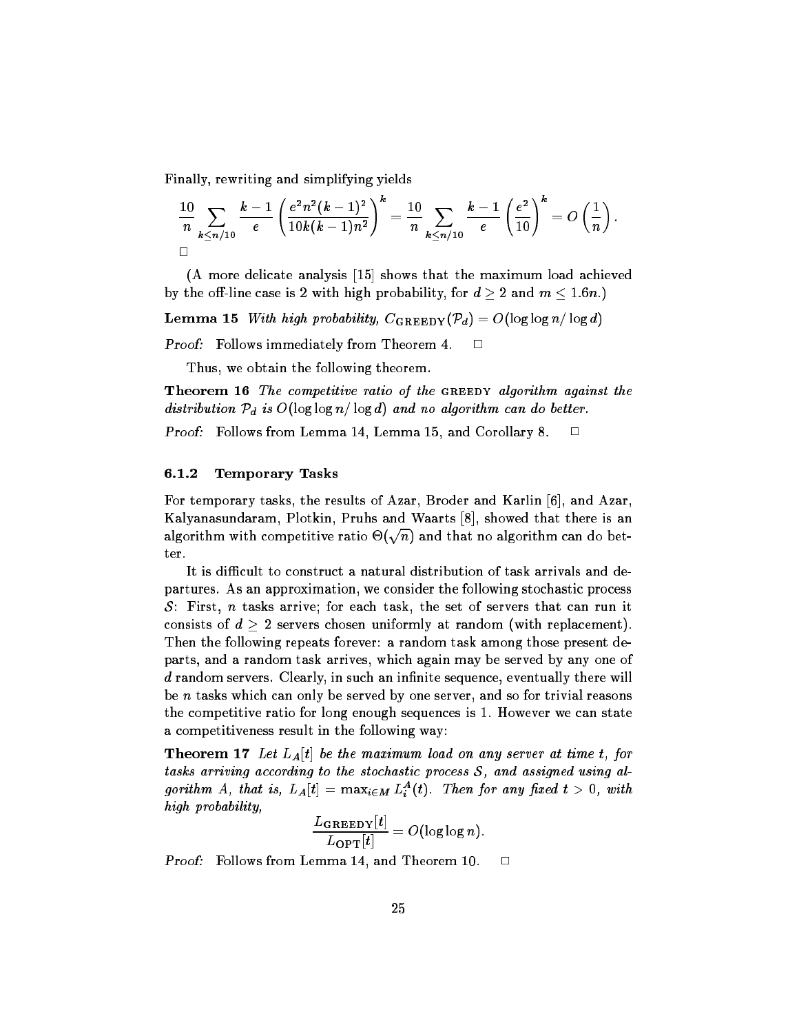Finally, rewriting and simplifying yields

$$\frac{10}{n} \sum_{k \leq n/10} \frac{k-1}{e} \left( \frac{e^2 n^2 (k-1)^2}{10k(k-1)n^2} \right)^k = \frac{10}{n} \sum_{k \leq n/10} \frac{k-1}{e} \left( \frac{e^2}{10} \right)^k = O\left( \frac{1}{n} \right).$$

□

(A more delicate analysis [15] shows that the maximum load achieved by the off-line case is 2 with high probability, for $d \geq 2$ and $m \leq 1.6n$.)

**Lemma 15** *With high probability, $C_{\text{GREEDY}}(\mathcal{P}_d) = O(\log \log n / \log d)$*

*Proof:* Follows immediately from Theorem 4. □

Thus, we obtain the following theorem.

**Theorem 16** *The competitive ratio of the* GREEDY *algorithm against the distribution $\mathcal{P}_d$ is $O(\log \log n / \log d)$ and no algorithm can do better.*

*Proof:* Follows from Lemma 14, Lemma 15, and Corollary 8. □

### 6.1.2 Temporary Tasks

For temporary tasks, the results of Azar, Broder and Karlin [6], and Azar, Kalyanasundaram, Plotkin, Pruhs and Waarts [8], showed that there is an algorithm with competitive ratio $\Theta(\sqrt{n})$ and that no algorithm can do better.

It is difficult to construct a natural distribution of task arrivals and departures. As an approximation, we consider the following stochastic process $\mathcal{S}$: First, $n$ tasks arrive; for each task, the set of servers that can run it consists of $d \geq 2$ servers chosen uniformly at random (with replacement). Then the following repeats forever: a random task among those present departs, and a random task arrives, which again may be served by any one of $d$ random servers. Clearly, in such an infinite sequence, eventually there will be $n$ tasks which can only be served by one server, and so for trivial reasons the competitive ratio for long enough sequences is 1. However we can state a competitiveness result in the following way:

**Theorem 17** *Let $L_A[t]$ be the maximum load on any server at time $t$, for tasks arriving according to the stochastic process $\mathcal{S}$, and assigned using algorithm $A$, that is, $L_A[t] = \max_{i \in M} L_i^A(t)$. Then for any fixed $t > 0$, with high probability,*

$$\frac{L_{\text{GREEDY}}[t]}{L_{\text{OPT}}[t]} = O(\log \log n).$$

*Proof:* Follows from Lemma 14, and Theorem 10. □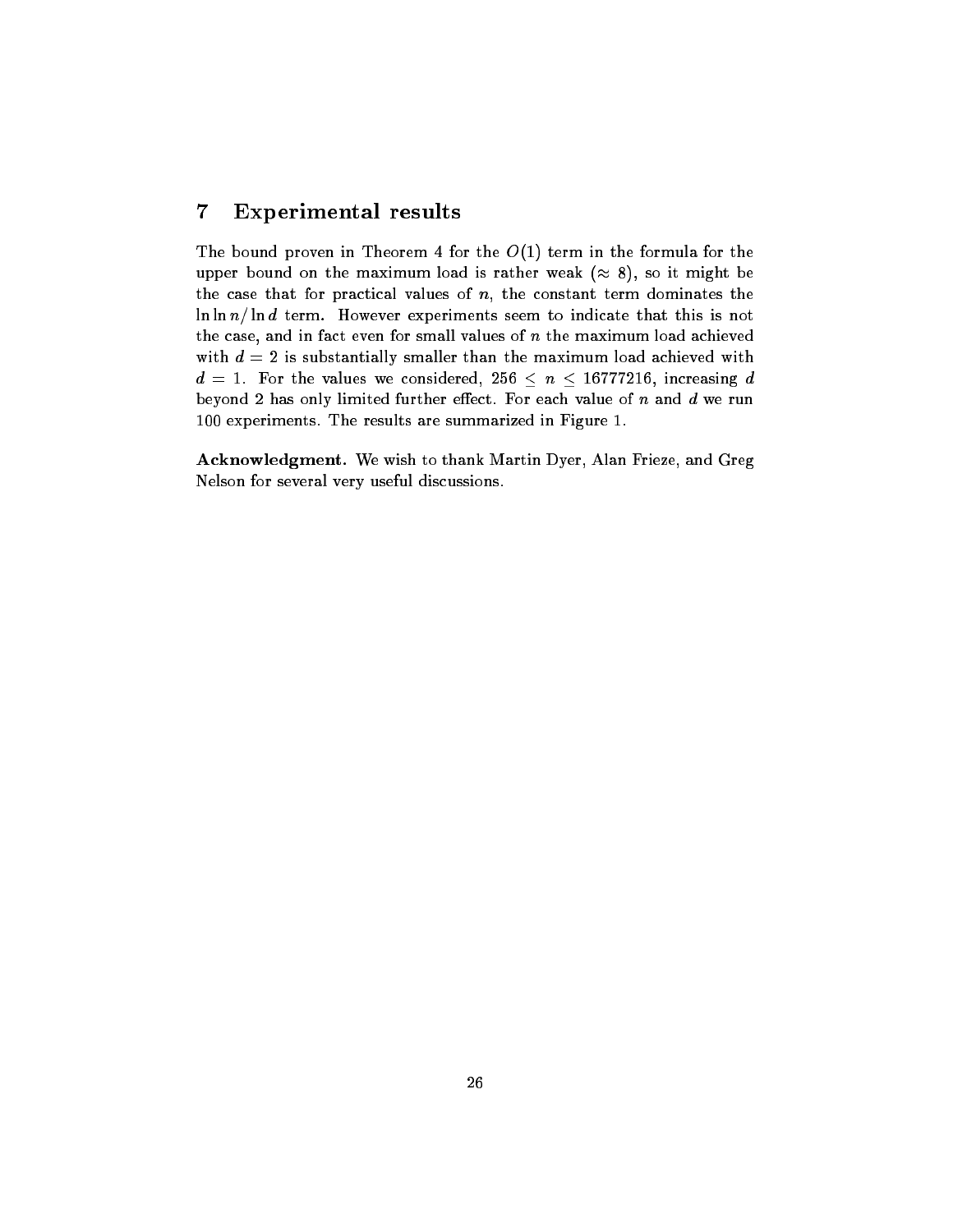## 7 Experimental results

The bound proven in Theorem 4 for the $O(1)$ term in the formula for the upper bound on the maximum load is rather weak ($\approx 8$), so it might be the case that for practical values of $n$, the constant term dominates the $\ln \ln n / \ln d$ term. However experiments seem to indicate that this is not the case, and in fact even for small values of $n$ the maximum load achieved with $d = 2$ is substantially smaller than the maximum load achieved with $d = 1$. For the values we considered, $256 \leq n \leq 16777216$, increasing $d$ beyond 2 has only limited further effect. For each value of $n$ and $d$ we run 100 experiments. The results are summarized in Figure 1.

**Acknowledgment.** We wish to thank Martin Dyer, Alan Frieze, and Greg Nelson for several very useful discussions.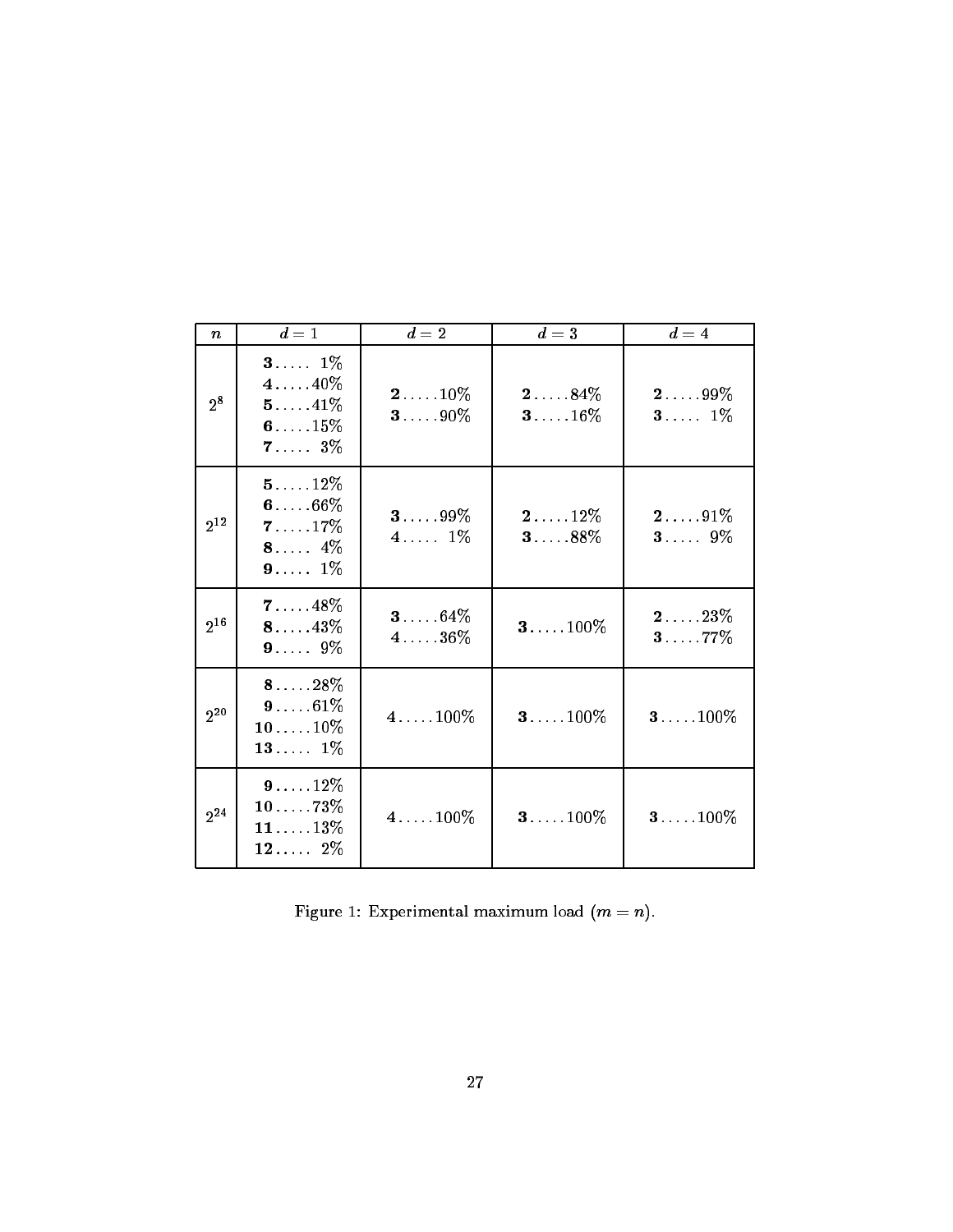| $n$ | $d = 1$ | $d = 2$ | $d = 3$ | $d = 4$ |
|---|---|---|---|---|
| $2^8$ | **3**..... 1%<br>**4**.....40%<br>**5**.....41%<br>**6**.....15%<br>**7**..... 3% | **2**.....10%<br>**3**.....90% | **2**.....84%<br>**3**.....16% | **2**.....99%<br>**3**..... 1% |
| $2^{12}$ | **5**.....12%<br>**6**.....66%<br>**7**.....17%<br>**8**..... 4%<br>**9**..... 1% | **3**.....99%<br>4..... 1% | **2**.....12%<br>**3**.....88% | **2**.....91%<br>**3**..... 9% |
| $2^{16}$ | **7**.....48%<br>**8**.....43%<br>**9**..... 9% | **3**.....64%<br>4.....36% | **3**.....100% | **2**.....23%<br>**3**.....77% |
| $2^{20}$ | **8**.....28%<br>**9**.....61%<br>**10**.....10%<br>**13**..... 1% | 4.....100% | **3**.....100% | **3**.....100% |
| $2^{24}$ | **9**.....12%<br>**10**.....73%<br>**11**.....13%<br>**12**..... 2% | 4.....100% | **3**.....100% | **3**.....100% |

Figure 1: Experimental maximum load ($m = n$).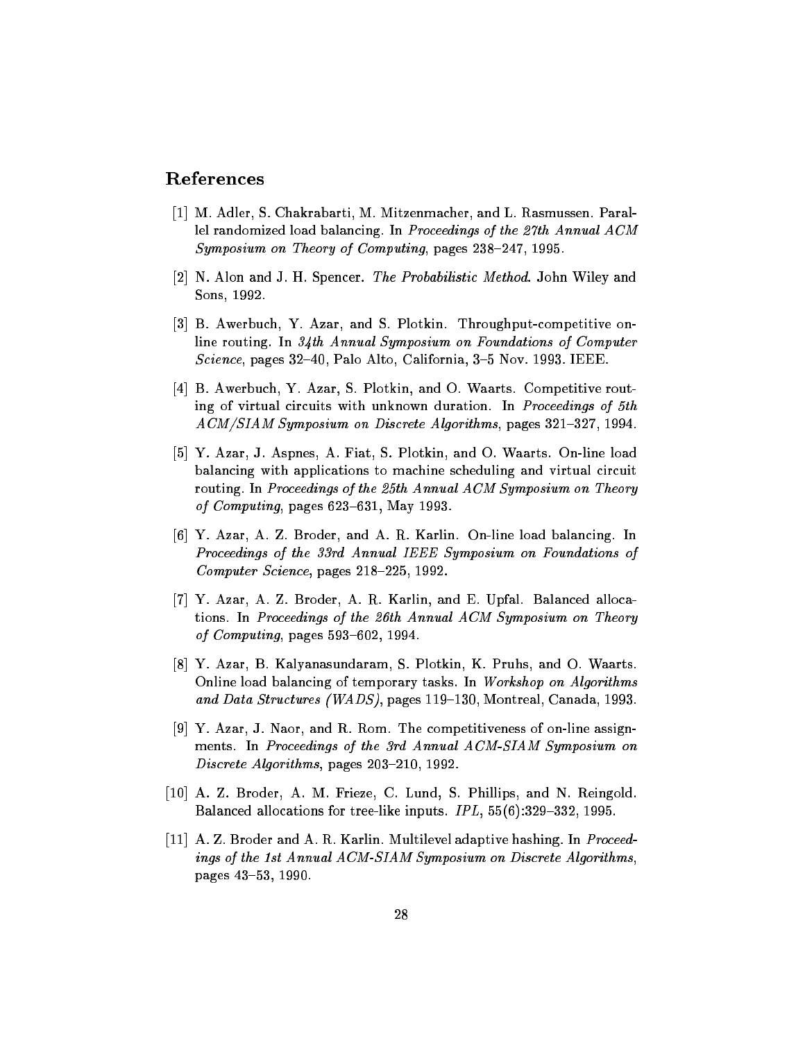## References

[1] M. Adler, S. Chakrabarti, M. Mitzenmacher, and L. Rasmussen. Parallel randomized load balancing. In *Proceedings of the 27th Annual ACM Symposium on Theory of Computing*, pages 238–247, 1995.

[2] N. Alon and J. H. Spencer. *The Probabilistic Method*. John Wiley and Sons, 1992.

[3] B. Awerbuch, Y. Azar, and S. Plotkin. Throughput-competitive online routing. In *34th Annual Symposium on Foundations of Computer Science*, pages 32–40, Palo Alto, California, 3–5 Nov. 1993. IEEE.

[4] B. Awerbuch, Y. Azar, S. Plotkin, and O. Waarts. Competitive routing of virtual circuits with unknown duration. In *Proceedings of 5th ACM/SIAM Symposium on Discrete Algorithms*, pages 321–327, 1994.

[5] Y. Azar, J. Aspnes, A. Fiat, S. Plotkin, and O. Waarts. On-line load balancing with applications to machine scheduling and virtual circuit routing. In *Proceedings of the 25th Annual ACM Symposium on Theory of Computing*, pages 623–631, May 1993.

[6] Y. Azar, A. Z. Broder, and A. R. Karlin. On-line load balancing. In *Proceedings of the 33rd Annual IEEE Symposium on Foundations of Computer Science*, pages 218–225, 1992.

[7] Y. Azar, A. Z. Broder, A. R. Karlin, and E. Upfal. Balanced allocations. In *Proceedings of the 26th Annual ACM Symposium on Theory of Computing*, pages 593–602, 1994.

[8] Y. Azar, B. Kalyanasundaram, S. Plotkin, K. Pruhs, and O. Waarts. Online load balancing of temporary tasks. In *Workshop on Algorithms and Data Structures (WADS)*, pages 119–130, Montreal, Canada, 1993.

[9] Y. Azar, J. Naor, and R. Rom. The competitiveness of on-line assignments. In *Proceedings of the 3rd Annual ACM-SIAM Symposium on Discrete Algorithms*, pages 203–210, 1992.

[10] A. Z. Broder, A. M. Frieze, C. Lund, S. Phillips, and N. Reingold. Balanced allocations for tree-like inputs. *IPL*, 55(6):329–332, 1995.

[11] A. Z. Broder and A. R. Karlin. Multilevel adaptive hashing. In *Proceedings of the 1st Annual ACM-SIAM Symposium on Discrete Algorithms*, pages 43–53, 1990.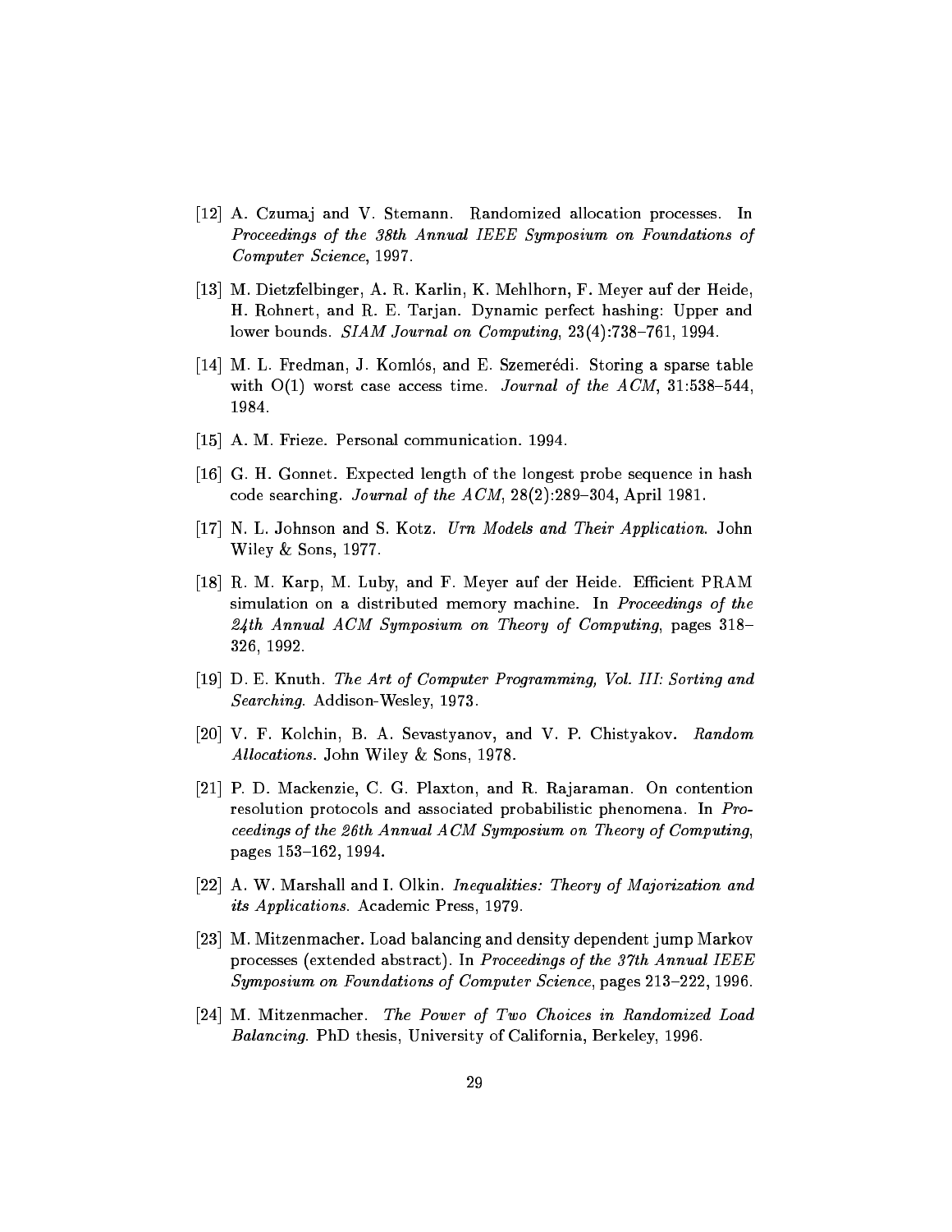[12] A. Czumaj and V. Stemann. Randomized allocation processes. In *Proceedings of the 38th Annual IEEE Symposium on Foundations of Computer Science*, 1997.

[13] M. Dietzfelbinger, A. R. Karlin, K. Mehlhorn, F. Meyer auf der Heide, H. Rohnert, and R. E. Tarjan. Dynamic perfect hashing: Upper and lower bounds. *SIAM Journal on Computing*, 23(4):738–761, 1994.

[14] M. L. Fredman, J. Komlós, and E. Szemerédi. Storing a sparse table with O(1) worst case access time. *Journal of the ACM*, 31:538–544, 1984.

[15] A. M. Frieze. Personal communication. 1994.

[16] G. H. Gonnet. Expected length of the longest probe sequence in hash code searching. *Journal of the ACM*, 28(2):289–304, April 1981.

[17] N. L. Johnson and S. Kotz. *Urn Models and Their Application*. John Wiley & Sons, 1977.

[18] R. M. Karp, M. Luby, and F. Meyer auf der Heide. Efficient PRAM simulation on a distributed memory machine. In *Proceedings of the 24th Annual ACM Symposium on Theory of Computing*, pages 318–326, 1992.

[19] D. E. Knuth. *The Art of Computer Programming, Vol. III: Sorting and Searching*. Addison-Wesley, 1973.

[20] V. F. Kolchin, B. A. Sevastyanov, and V. P. Chistyakov. *Random Allocations*. John Wiley & Sons, 1978.

[21] P. D. Mackenzie, C. G. Plaxton, and R. Rajaraman. On contention resolution protocols and associated probabilistic phenomena. In *Proceedings of the 26th Annual ACM Symposium on Theory of Computing*, pages 153–162, 1994.

[22] A. W. Marshall and I. Olkin. *Inequalities: Theory of Majorization and its Applications*. Academic Press, 1979.

[23] M. Mitzenmacher. Load balancing and density dependent jump Markov processes (extended abstract). In *Proceedings of the 37th Annual IEEE Symposium on Foundations of Computer Science*, pages 213–222, 1996.

[24] M. Mitzenmacher. *The Power of Two Choices in Randomized Load Balancing*. PhD thesis, University of California, Berkeley, 1996.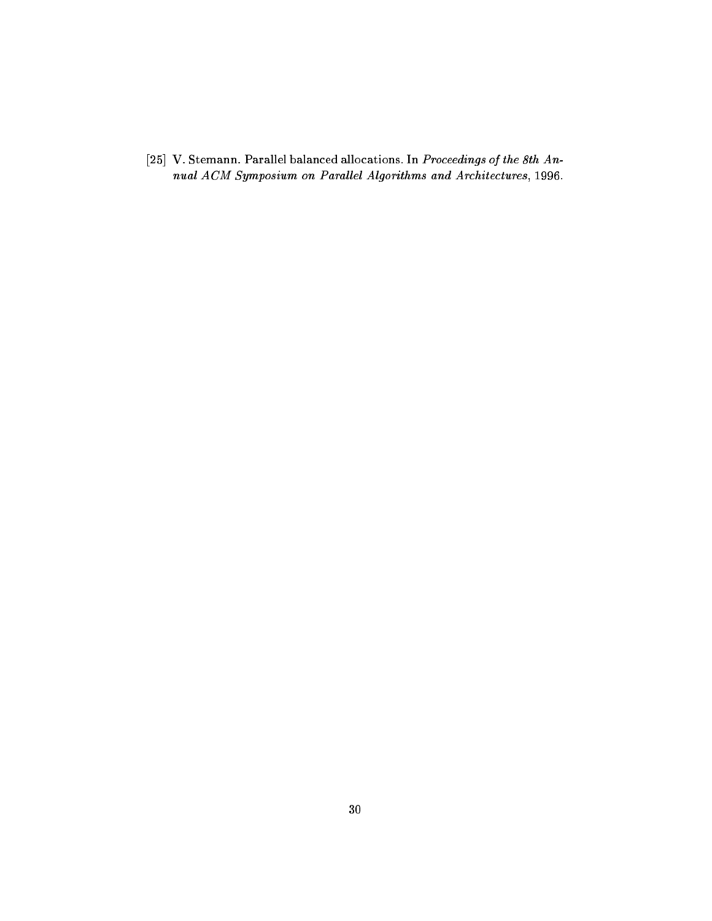[25] V. Stemann. Parallel balanced allocations. In *Proceedings of the 8th Annual ACM Symposium on Parallel Algorithms and Architectures*, 1996.